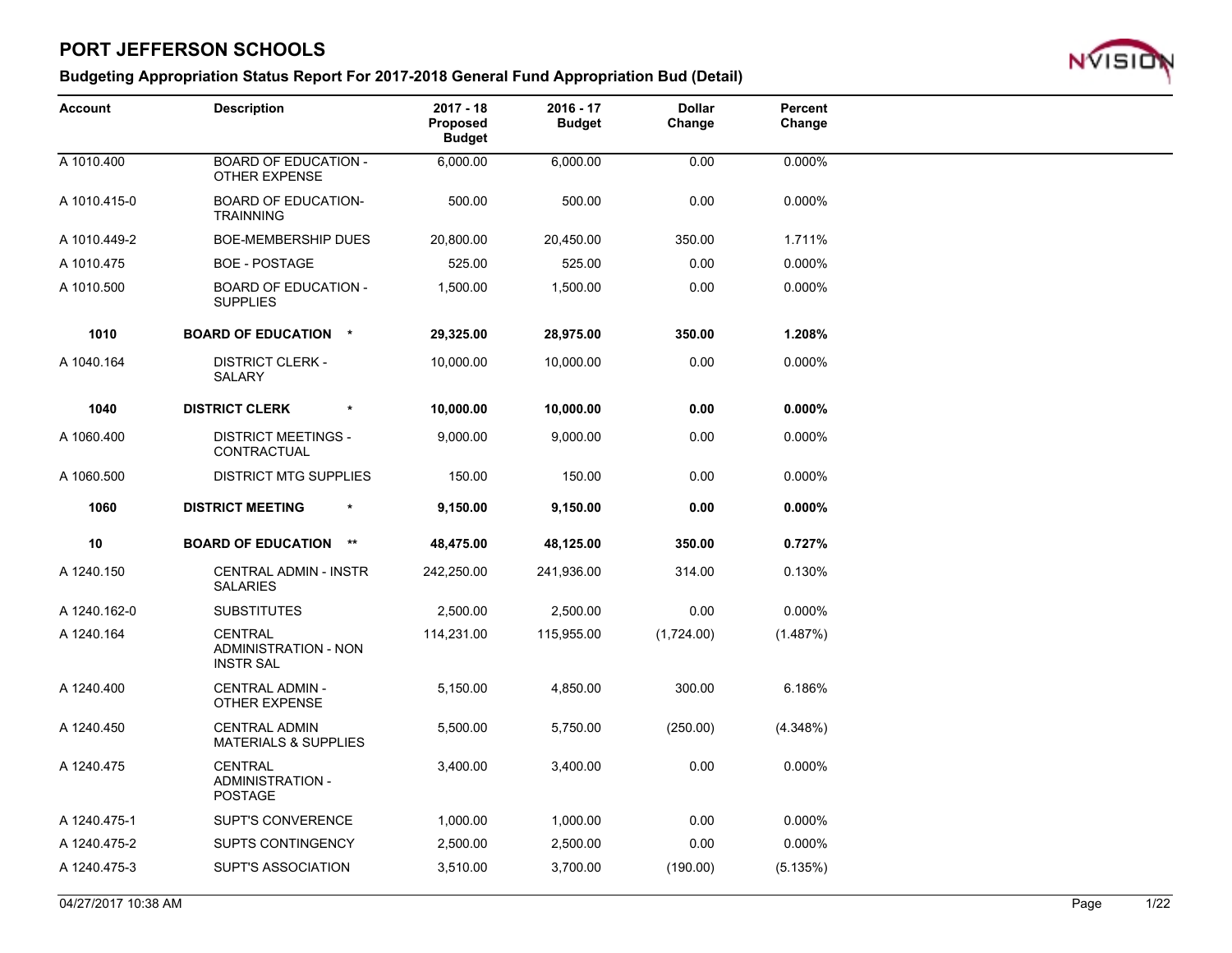# PORT JEFFERSON SCHOOLS

## Budgeting Appropriation Status Report For 2017-2018 General Fund Appropriation Bud (Detail)

| Account | Description | 2017 - 18 Proposed Budget | 2016 - 17 Budget | Dollar Change | Percent Change |
|---|---|---|---|---|---|
| A 1010.400 | BOARD OF EDUCATION - OTHER EXPENSE | 6,000.00 | 6,000.00 | 0.00 | 0.000% |
| A 1010.415-0 | BOARD OF EDUCATION-TRAINNING | 500.00 | 500.00 | 0.00 | 0.000% |
| A 1010.449-2 | BOE-MEMBERSHIP DUES | 20,800.00 | 20,450.00 | 350.00 | 1.711% |
| A 1010.475 | BOE - POSTAGE | 525.00 | 525.00 | 0.00 | 0.000% |
| A 1010.500 | BOARD OF EDUCATION - SUPPLIES | 1,500.00 | 1,500.00 | 0.00 | 0.000% |
| **1010** | **BOARD OF EDUCATION \*** | **29,325.00** | **28,975.00** | **350.00** | **1.208%** |
| A 1040.164 | DISTRICT CLERK - SALARY | 10,000.00 | 10,000.00 | 0.00 | 0.000% |
| **1040** | **DISTRICT CLERK \*** | **10,000.00** | **10,000.00** | **0.00** | **0.000%** |
| A 1060.400 | DISTRICT MEETINGS - CONTRACTUAL | 9,000.00 | 9,000.00 | 0.00 | 0.000% |
| A 1060.500 | DISTRICT MTG SUPPLIES | 150.00 | 150.00 | 0.00 | 0.000% |
| **1060** | **DISTRICT MEETING \*** | **9,150.00** | **9,150.00** | **0.00** | **0.000%** |
| **10** | **BOARD OF EDUCATION \*\*** | **48,475.00** | **48,125.00** | **350.00** | **0.727%** |
| A 1240.150 | CENTRAL ADMIN - INSTR SALARIES | 242,250.00 | 241,936.00 | 314.00 | 0.130% |
| A 1240.162-0 | SUBSTITUTES | 2,500.00 | 2,500.00 | 0.00 | 0.000% |
| A 1240.164 | CENTRAL ADMINISTRATION - NON INSTR SAL | 114,231.00 | 115,955.00 | (1,724.00) | (1.487%) |
| A 1240.400 | CENTRAL ADMIN - OTHER EXPENSE | 5,150.00 | 4,850.00 | 300.00 | 6.186% |
| A 1240.450 | CENTRAL ADMIN MATERIALS & SUPPLIES | 5,500.00 | 5,750.00 | (250.00) | (4.348%) |
| A 1240.475 | CENTRAL ADMINISTRATION - POSTAGE | 3,400.00 | 3,400.00 | 0.00 | 0.000% |
| A 1240.475-1 | SUPT'S CONVERENCE | 1,000.00 | 1,000.00 | 0.00 | 0.000% |
| A 1240.475-2 | SUPTS CONTINGENCY | 2,500.00 | 2,500.00 | 0.00 | 0.000% |
| A 1240.475-3 | SUPT'S ASSOCIATION | 3,510.00 | 3,700.00 | (190.00) | (5.135%) |

04/27/2017 10:38 AM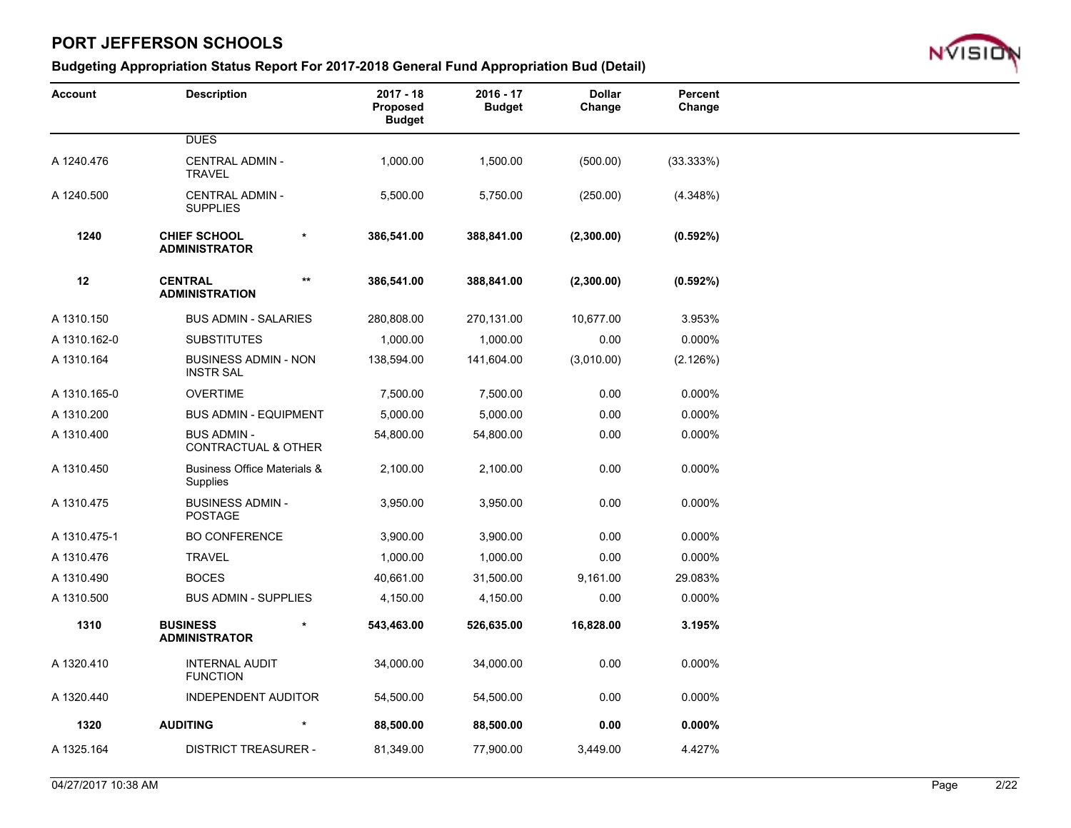# PORT JEFFERSON SCHOOLS

## Budgeting Appropriation Status Report For 2017-2018 General Fund Appropriation Bud (Detail)

| Account | Description | | 2017 - 18 Proposed Budget | 2016 - 17 Budget | Dollar Change | Percent Change |
|---|---|---|---|---|---|---|
| | DUES | | | | | |
| A 1240.476 | CENTRAL ADMIN - TRAVEL | | 1,000.00 | 1,500.00 | (500.00) | (33.333%) |
| A 1240.500 | CENTRAL ADMIN - SUPPLIES | | 5,500.00 | 5,750.00 | (250.00) | (4.348%) |
| **1240** | **CHIEF SCHOOL ADMINISTRATOR** | * | **386,541.00** | **388,841.00** | **(2,300.00)** | **(0.592%)** |
| **12** | **CENTRAL ADMINISTRATION** | ** | **386,541.00** | **388,841.00** | **(2,300.00)** | **(0.592%)** |
| A 1310.150 | BUS ADMIN - SALARIES | | 280,808.00 | 270,131.00 | 10,677.00 | 3.953% |
| A 1310.162-0 | SUBSTITUTES | | 1,000.00 | 1,000.00 | 0.00 | 0.000% |
| A 1310.164 | BUSINESS ADMIN - NON INSTR SAL | | 138,594.00 | 141,604.00 | (3,010.00) | (2.126%) |
| A 1310.165-0 | OVERTIME | | 7,500.00 | 7,500.00 | 0.00 | 0.000% |
| A 1310.200 | BUS ADMIN - EQUIPMENT | | 5,000.00 | 5,000.00 | 0.00 | 0.000% |
| A 1310.400 | BUS ADMIN - CONTRACTUAL & OTHER | | 54,800.00 | 54,800.00 | 0.00 | 0.000% |
| A 1310.450 | Business Office Materials & Supplies | | 2,100.00 | 2,100.00 | 0.00 | 0.000% |
| A 1310.475 | BUSINESS ADMIN - POSTAGE | | 3,950.00 | 3,950.00 | 0.00 | 0.000% |
| A 1310.475-1 | BO CONFERENCE | | 3,900.00 | 3,900.00 | 0.00 | 0.000% |
| A 1310.476 | TRAVEL | | 1,000.00 | 1,000.00 | 0.00 | 0.000% |
| A 1310.490 | BOCES | | 40,661.00 | 31,500.00 | 9,161.00 | 29.083% |
| A 1310.500 | BUS ADMIN - SUPPLIES | | 4,150.00 | 4,150.00 | 0.00 | 0.000% |
| **1310** | **BUSINESS ADMINISTRATOR** | * | **543,463.00** | **526,635.00** | **16,828.00** | **3.195%** |
| A 1320.410 | INTERNAL AUDIT FUNCTION | | 34,000.00 | 34,000.00 | 0.00 | 0.000% |
| A 1320.440 | INDEPENDENT AUDITOR | | 54,500.00 | 54,500.00 | 0.00 | 0.000% |
| **1320** | **AUDITING** | * | **88,500.00** | **88,500.00** | **0.00** | **0.000%** |
| A 1325.164 | DISTRICT TREASURER - | | 81,349.00 | 77,900.00 | 3,449.00 | 4.427% |

04/27/2017 10:38 AM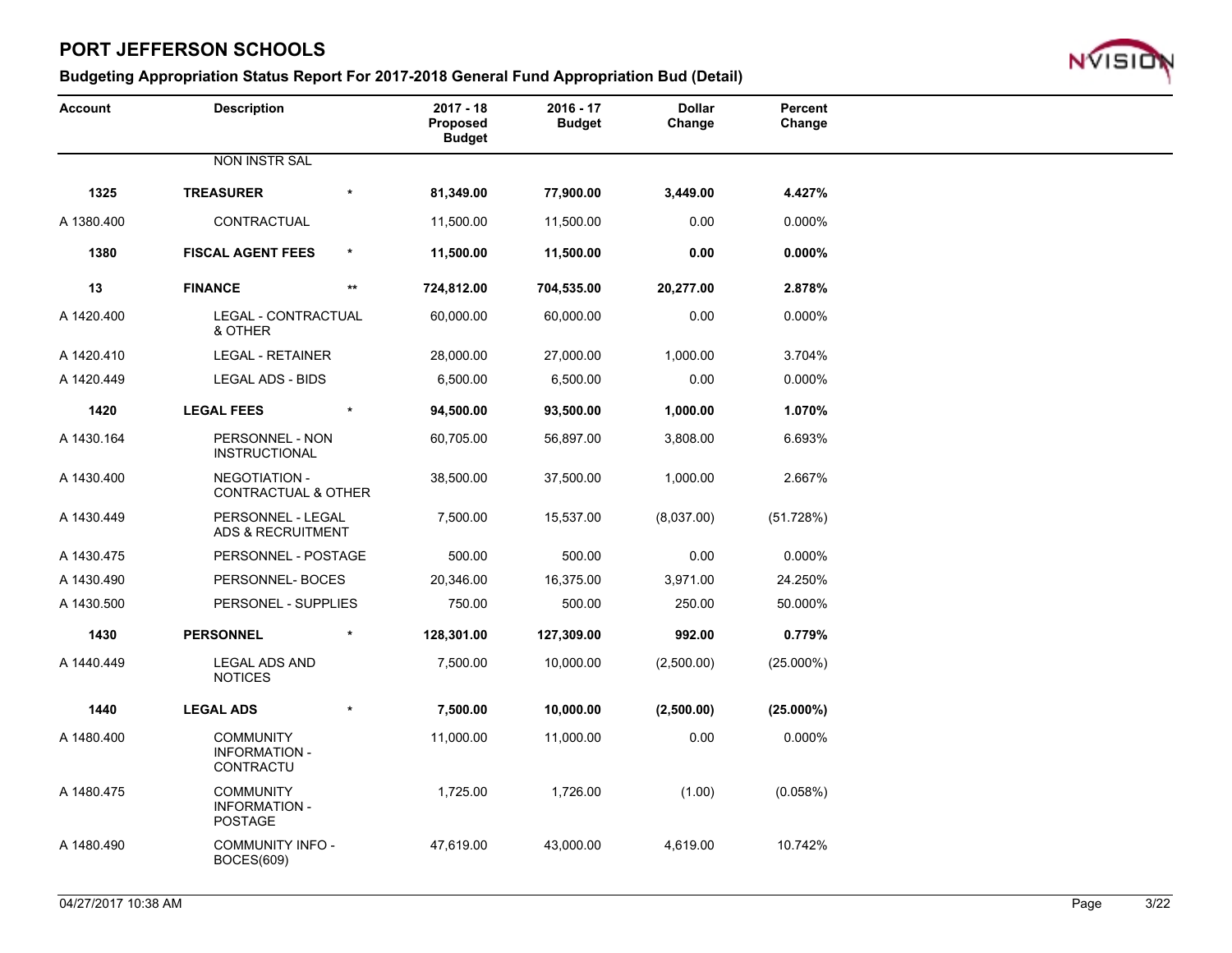# PORT JEFFERSON SCHOOLS

## Budgeting Appropriation Status Report For 2017-2018 General Fund Appropriation Bud (Detail)

| Account | Description | | 2017 - 18 Proposed Budget | 2016 - 17 Budget | Dollar Change | Percent Change |
|---|---|---|---|---|---|---|
| | NON INSTR SAL | | | | | |
| **1325** | **TREASURER** | * | **81,349.00** | **77,900.00** | **3,449.00** | **4.427%** |
| A 1380.400 | CONTRACTUAL | | 11,500.00 | 11,500.00 | 0.00 | 0.000% |
| **1380** | **FISCAL AGENT FEES** | * | **11,500.00** | **11,500.00** | **0.00** | **0.000%** |
| **13** | **FINANCE** | ** | **724,812.00** | **704,535.00** | **20,277.00** | **2.878%** |
| A 1420.400 | LEGAL - CONTRACTUAL & OTHER | | 60,000.00 | 60,000.00 | 0.00 | 0.000% |
| A 1420.410 | LEGAL - RETAINER | | 28,000.00 | 27,000.00 | 1,000.00 | 3.704% |
| A 1420.449 | LEGAL ADS - BIDS | | 6,500.00 | 6,500.00 | 0.00 | 0.000% |
| **1420** | **LEGAL FEES** | * | **94,500.00** | **93,500.00** | **1,000.00** | **1.070%** |
| A 1430.164 | PERSONNEL - NON INSTRUCTIONAL | | 60,705.00 | 56,897.00 | 3,808.00 | 6.693% |
| A 1430.400 | NEGOTIATION - CONTRACTUAL & OTHER | | 38,500.00 | 37,500.00 | 1,000.00 | 2.667% |
| A 1430.449 | PERSONNEL - LEGAL ADS & RECRUITMENT | | 7,500.00 | 15,537.00 | (8,037.00) | (51.728%) |
| A 1430.475 | PERSONNEL - POSTAGE | | 500.00 | 500.00 | 0.00 | 0.000% |
| A 1430.490 | PERSONNEL- BOCES | | 20,346.00 | 16,375.00 | 3,971.00 | 24.250% |
| A 1430.500 | PERSONEL - SUPPLIES | | 750.00 | 500.00 | 250.00 | 50.000% |
| **1430** | **PERSONNEL** | * | **128,301.00** | **127,309.00** | **992.00** | **0.779%** |
| A 1440.449 | LEGAL ADS AND NOTICES | | 7,500.00 | 10,000.00 | (2,500.00) | (25.000%) |
| **1440** | **LEGAL ADS** | * | **7,500.00** | **10,000.00** | **(2,500.00)** | **(25.000%)** |
| A 1480.400 | COMMUNITY INFORMATION - CONTRACTU | | 11,000.00 | 11,000.00 | 0.00 | 0.000% |
| A 1480.475 | COMMUNITY INFORMATION - POSTAGE | | 1,725.00 | 1,726.00 | (1.00) | (0.058%) |
| A 1480.490 | COMMUNITY INFO - BOCES(609) | | 47,619.00 | 43,000.00 | 4,619.00 | 10.742% |

04/27/2017 10:38 AM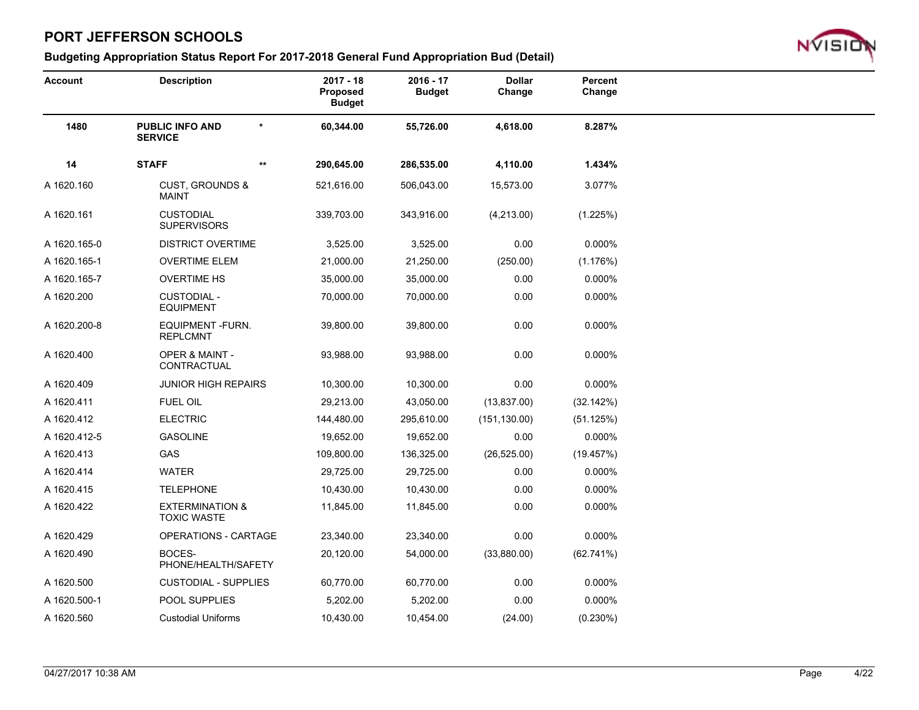# PORT JEFFERSON SCHOOLS

## Budgeting Appropriation Status Report For 2017-2018 General Fund Appropriation Bud (Detail)

| Account | Description | | 2017 - 18 Proposed Budget | 2016 - 17 Budget | Dollar Change | Percent Change |
|---|---|---|---|---|---|---|
| **1480** | **PUBLIC INFO AND SERVICE** | * | **60,344.00** | **55,726.00** | **4,618.00** | **8.287%** |
| **14** | **STAFF** | ** | **290,645.00** | **286,535.00** | **4,110.00** | **1.434%** |
| A 1620.160 | CUST, GROUNDS & MAINT | | 521,616.00 | 506,043.00 | 15,573.00 | 3.077% |
| A 1620.161 | CUSTODIAL SUPERVISORS | | 339,703.00 | 343,916.00 | (4,213.00) | (1.225%) |
| A 1620.165-0 | DISTRICT OVERTIME | | 3,525.00 | 3,525.00 | 0.00 | 0.000% |
| A 1620.165-1 | OVERTIME ELEM | | 21,000.00 | 21,250.00 | (250.00) | (1.176%) |
| A 1620.165-7 | OVERTIME HS | | 35,000.00 | 35,000.00 | 0.00 | 0.000% |
| A 1620.200 | CUSTODIAL - EQUIPMENT | | 70,000.00 | 70,000.00 | 0.00 | 0.000% |
| A 1620.200-8 | EQUIPMENT -FURN. REPLCMNT | | 39,800.00 | 39,800.00 | 0.00 | 0.000% |
| A 1620.400 | OPER & MAINT - CONTRACTUAL | | 93,988.00 | 93,988.00 | 0.00 | 0.000% |
| A 1620.409 | JUNIOR HIGH REPAIRS | | 10,300.00 | 10,300.00 | 0.00 | 0.000% |
| A 1620.411 | FUEL OIL | | 29,213.00 | 43,050.00 | (13,837.00) | (32.142%) |
| A 1620.412 | ELECTRIC | | 144,480.00 | 295,610.00 | (151,130.00) | (51.125%) |
| A 1620.412-5 | GASOLINE | | 19,652.00 | 19,652.00 | 0.00 | 0.000% |
| A 1620.413 | GAS | | 109,800.00 | 136,325.00 | (26,525.00) | (19.457%) |
| A 1620.414 | WATER | | 29,725.00 | 29,725.00 | 0.00 | 0.000% |
| A 1620.415 | TELEPHONE | | 10,430.00 | 10,430.00 | 0.00 | 0.000% |
| A 1620.422 | EXTERMINATION & TOXIC WASTE | | 11,845.00 | 11,845.00 | 0.00 | 0.000% |
| A 1620.429 | OPERATIONS - CARTAGE | | 23,340.00 | 23,340.00 | 0.00 | 0.000% |
| A 1620.490 | BOCES-PHONE/HEALTH/SAFETY | | 20,120.00 | 54,000.00 | (33,880.00) | (62.741%) |
| A 1620.500 | CUSTODIAL - SUPPLIES | | 60,770.00 | 60,770.00 | 0.00 | 0.000% |
| A 1620.500-1 | POOL SUPPLIES | | 5,202.00 | 5,202.00 | 0.00 | 0.000% |
| A 1620.560 | Custodial Uniforms | | 10,430.00 | 10,454.00 | (24.00) | (0.230%) |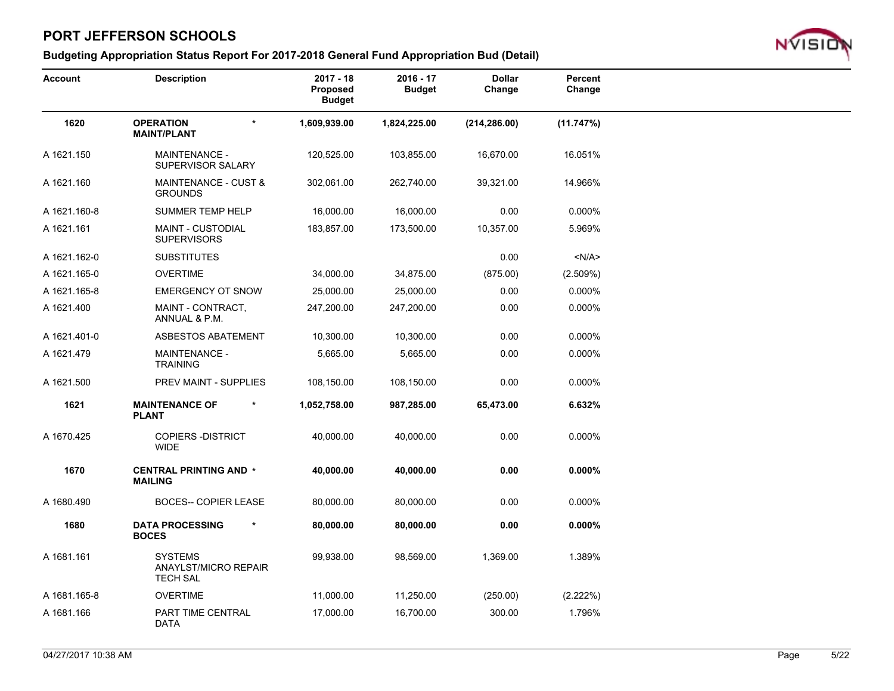# PORT JEFFERSON SCHOOLS

## Budgeting Appropriation Status Report For 2017-2018 General Fund Appropriation Bud (Detail)

| Account | Description | | 2017 - 18 Proposed Budget | 2016 - 17 Budget | Dollar Change | Percent Change |
|---|---|---|---|---|---|---|
| **1620** | **OPERATION MAINT/PLANT** | * | **1,609,939.00** | **1,824,225.00** | **(214,286.00)** | **(11.747%)** |
| A 1621.150 | MAINTENANCE - SUPERVISOR SALARY | | 120,525.00 | 103,855.00 | 16,670.00 | 16.051% |
| A 1621.160 | MAINTENANCE - CUST & GROUNDS | | 302,061.00 | 262,740.00 | 39,321.00 | 14.966% |
| A 1621.160-8 | SUMMER TEMP HELP | | 16,000.00 | 16,000.00 | 0.00 | 0.000% |
| A 1621.161 | MAINT - CUSTODIAL SUPERVISORS | | 183,857.00 | 173,500.00 | 10,357.00 | 5.969% |
| A 1621.162-0 | SUBSTITUTES | | | | 0.00 | <N/A> |
| A 1621.165-0 | OVERTIME | | 34,000.00 | 34,875.00 | (875.00) | (2.509%) |
| A 1621.165-8 | EMERGENCY OT SNOW | | 25,000.00 | 25,000.00 | 0.00 | 0.000% |
| A 1621.400 | MAINT - CONTRACT, ANNUAL & P.M. | | 247,200.00 | 247,200.00 | 0.00 | 0.000% |
| A 1621.401-0 | ASBESTOS ABATEMENT | | 10,300.00 | 10,300.00 | 0.00 | 0.000% |
| A 1621.479 | MAINTENANCE - TRAINING | | 5,665.00 | 5,665.00 | 0.00 | 0.000% |
| A 1621.500 | PREV MAINT - SUPPLIES | | 108,150.00 | 108,150.00 | 0.00 | 0.000% |
| **1621** | **MAINTENANCE OF PLANT** | * | **1,052,758.00** | **987,285.00** | **65,473.00** | **6.632%** |
| A 1670.425 | COPIERS -DISTRICT WIDE | | 40,000.00 | 40,000.00 | 0.00 | 0.000% |
| **1670** | **CENTRAL PRINTING AND MAILING** | * | **40,000.00** | **40,000.00** | **0.00** | **0.000%** |
| A 1680.490 | BOCES-- COPIER LEASE | | 80,000.00 | 80,000.00 | 0.00 | 0.000% |
| **1680** | **DATA PROCESSING BOCES** | * | **80,000.00** | **80,000.00** | **0.00** | **0.000%** |
| A 1681.161 | SYSTEMS ANAYLST/MICRO REPAIR TECH SAL | | 99,938.00 | 98,569.00 | 1,369.00 | 1.389% |
| A 1681.165-8 | OVERTIME | | 11,000.00 | 11,250.00 | (250.00) | (2.222%) |
| A 1681.166 | PART TIME CENTRAL DATA | | 17,000.00 | 16,700.00 | 300.00 | 1.796% |

04/27/2017 10:38 AM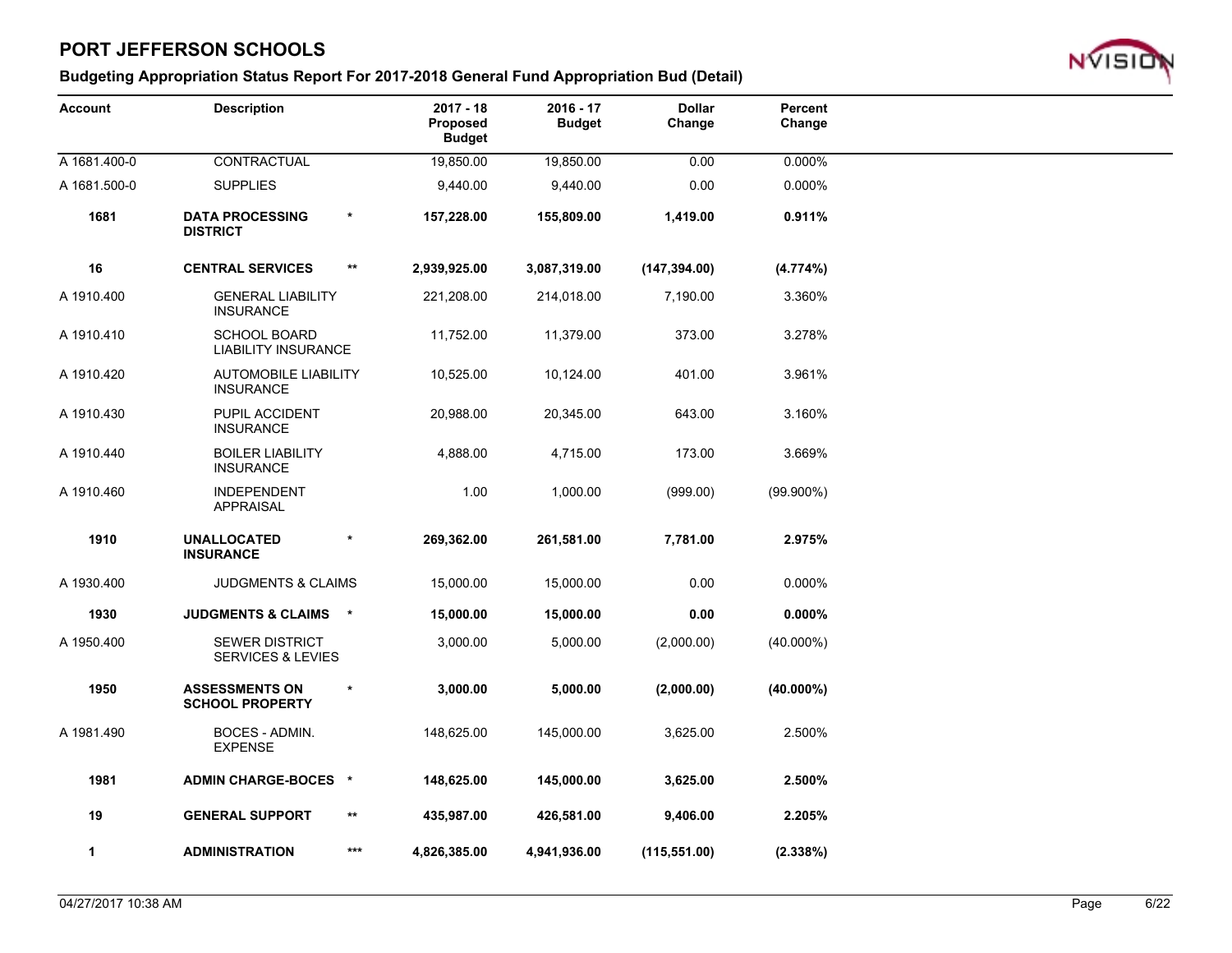# PORT JEFFERSON SCHOOLS

## Budgeting Appropriation Status Report For 2017-2018 General Fund Appropriation Bud (Detail)

| Account | Description | | 2017 - 18 Proposed Budget | 2016 - 17 Budget | Dollar Change | Percent Change |
|---|---|---|---|---|---|---|
| A 1681.400-0 | CONTRACTUAL | | 19,850.00 | 19,850.00 | 0.00 | 0.000% |
| A 1681.500-0 | SUPPLIES | | 9,440.00 | 9,440.00 | 0.00 | 0.000% |
| **1681** | **DATA PROCESSING DISTRICT** | * | **157,228.00** | **155,809.00** | **1,419.00** | **0.911%** |
| **16** | **CENTRAL SERVICES** | ** | **2,939,925.00** | **3,087,319.00** | **(147,394.00)** | **(4.774%)** |
| A 1910.400 | GENERAL LIABILITY INSURANCE | | 221,208.00 | 214,018.00 | 7,190.00 | 3.360% |
| A 1910.410 | SCHOOL BOARD LIABILITY INSURANCE | | 11,752.00 | 11,379.00 | 373.00 | 3.278% |
| A 1910.420 | AUTOMOBILE LIABILITY INSURANCE | | 10,525.00 | 10,124.00 | 401.00 | 3.961% |
| A 1910.430 | PUPIL ACCIDENT INSURANCE | | 20,988.00 | 20,345.00 | 643.00 | 3.160% |
| A 1910.440 | BOILER LIABILITY INSURANCE | | 4,888.00 | 4,715.00 | 173.00 | 3.669% |
| A 1910.460 | INDEPENDENT APPRAISAL | | 1.00 | 1,000.00 | (999.00) | (99.900%) |
| **1910** | **UNALLOCATED INSURANCE** | * | **269,362.00** | **261,581.00** | **7,781.00** | **2.975%** |
| A 1930.400 | JUDGMENTS & CLAIMS | | 15,000.00 | 15,000.00 | 0.00 | 0.000% |
| **1930** | **JUDGMENTS & CLAIMS** | * | **15,000.00** | **15,000.00** | **0.00** | **0.000%** |
| A 1950.400 | SEWER DISTRICT SERVICES & LEVIES | | 3,000.00 | 5,000.00 | (2,000.00) | (40.000%) |
| **1950** | **ASSESSMENTS ON SCHOOL PROPERTY** | * | **3,000.00** | **5,000.00** | **(2,000.00)** | **(40.000%)** |
| A 1981.490 | BOCES - ADMIN. EXPENSE | | 148,625.00 | 145,000.00 | 3,625.00 | 2.500% |
| **1981** | **ADMIN CHARGE-BOCES** | * | **148,625.00** | **145,000.00** | **3,625.00** | **2.500%** |
| **19** | **GENERAL SUPPORT** | ** | **435,987.00** | **426,581.00** | **9,406.00** | **2.205%** |
| **1** | **ADMINISTRATION** | *** | **4,826,385.00** | **4,941,936.00** | **(115,551.00)** | **(2.338%)** |

04/27/2017 10:38 AM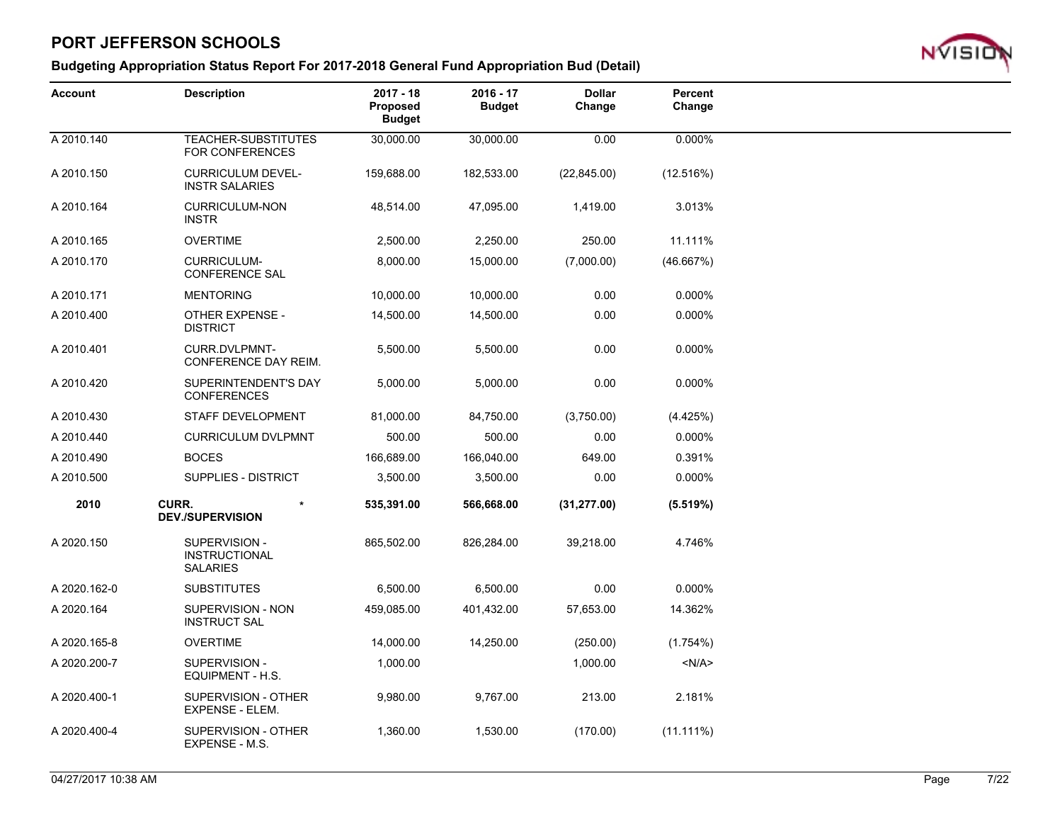# PORT JEFFERSON SCHOOLS

## Budgeting Appropriation Status Report For 2017-2018 General Fund Appropriation Bud (Detail)

| Account | Description | 2017 - 18 Proposed Budget | 2016 - 17 Budget | Dollar Change | Percent Change |
|---|---|---|---|---|---|
| A 2010.140 | TEACHER-SUBSTITUTES FOR CONFERENCES | 30,000.00 | 30,000.00 | 0.00 | 0.000% |
| A 2010.150 | CURRICULUM DEVEL-INSTR SALARIES | 159,688.00 | 182,533.00 | (22,845.00) | (12.516%) |
| A 2010.164 | CURRICULUM-NON INSTR | 48,514.00 | 47,095.00 | 1,419.00 | 3.013% |
| A 2010.165 | OVERTIME | 2,500.00 | 2,250.00 | 250.00 | 11.111% |
| A 2010.170 | CURRICULUM-CONFERENCE SAL | 8,000.00 | 15,000.00 | (7,000.00) | (46.667%) |
| A 2010.171 | MENTORING | 10,000.00 | 10,000.00 | 0.00 | 0.000% |
| A 2010.400 | OTHER EXPENSE - DISTRICT | 14,500.00 | 14,500.00 | 0.00 | 0.000% |
| A 2010.401 | CURR.DVLPMNT-CONFERENCE DAY REIM. | 5,500.00 | 5,500.00 | 0.00 | 0.000% |
| A 2010.420 | SUPERINTENDENT'S DAY CONFERENCES | 5,000.00 | 5,000.00 | 0.00 | 0.000% |
| A 2010.430 | STAFF DEVELOPMENT | 81,000.00 | 84,750.00 | (3,750.00) | (4.425%) |
| A 2010.440 | CURRICULUM DVLPMNT | 500.00 | 500.00 | 0.00 | 0.000% |
| A 2010.490 | BOCES | 166,689.00 | 166,040.00 | 649.00 | 0.391% |
| A 2010.500 | SUPPLIES - DISTRICT | 3,500.00 | 3,500.00 | 0.00 | 0.000% |
| **2010** | **CURR. DEV./SUPERVISION** * | **535,391.00** | **566,668.00** | **(31,277.00)** | **(5.519%)** |
| A 2020.150 | SUPERVISION - INSTRUCTIONAL SALARIES | 865,502.00 | 826,284.00 | 39,218.00 | 4.746% |
| A 2020.162-0 | SUBSTITUTES | 6,500.00 | 6,500.00 | 0.00 | 0.000% |
| A 2020.164 | SUPERVISION - NON INSTRUCT SAL | 459,085.00 | 401,432.00 | 57,653.00 | 14.362% |
| A 2020.165-8 | OVERTIME | 14,000.00 | 14,250.00 | (250.00) | (1.754%) |
| A 2020.200-7 | SUPERVISION - EQUIPMENT - H.S. | 1,000.00 | | 1,000.00 | <N/A> |
| A 2020.400-1 | SUPERVISION - OTHER EXPENSE - ELEM. | 9,980.00 | 9,767.00 | 213.00 | 2.181% |
| A 2020.400-4 | SUPERVISION - OTHER EXPENSE - M.S. | 1,360.00 | 1,530.00 | (170.00) | (11.111%) |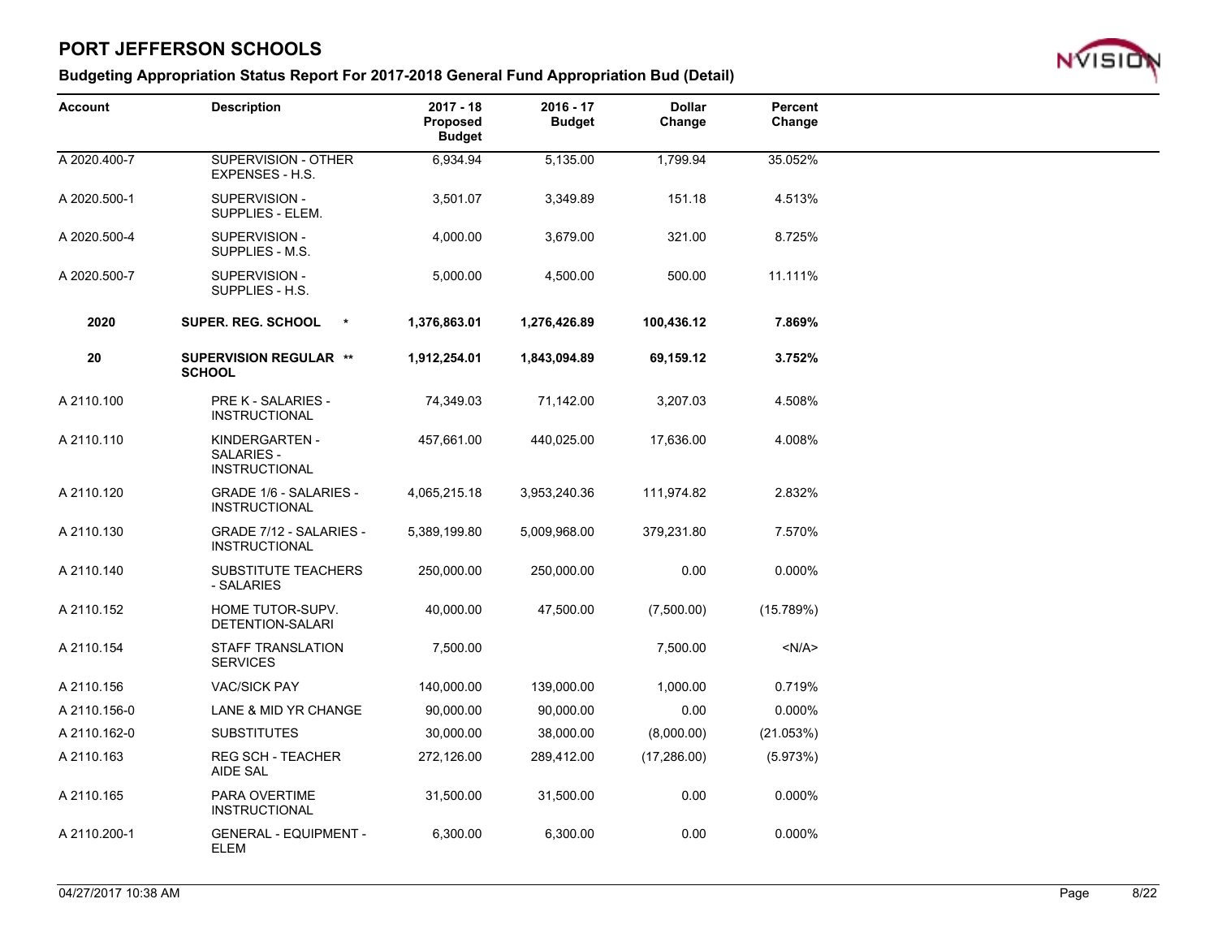# PORT JEFFERSON SCHOOLS

## Budgeting Appropriation Status Report For 2017-2018 General Fund Appropriation Bud (Detail)

| Account | Description | 2017 - 18 Proposed Budget | 2016 - 17 Budget | Dollar Change | Percent Change |
|---|---|---|---|---|---|
| A 2020.400-7 | SUPERVISION - OTHER EXPENSES - H.S. | 6,934.94 | 5,135.00 | 1,799.94 | 35.052% |
| A 2020.500-1 | SUPERVISION - SUPPLIES - ELEM. | 3,501.07 | 3,349.89 | 151.18 | 4.513% |
| A 2020.500-4 | SUPERVISION - SUPPLIES - M.S. | 4,000.00 | 3,679.00 | 321.00 | 8.725% |
| A 2020.500-7 | SUPERVISION - SUPPLIES - H.S. | 5,000.00 | 4,500.00 | 500.00 | 11.111% |
| **2020** | **SUPER. REG. SCHOOL \*** | **1,376,863.01** | **1,276,426.89** | **100,436.12** | **7.869%** |
| **20** | **SUPERVISION REGULAR SCHOOL \*\*** | **1,912,254.01** | **1,843,094.89** | **69,159.12** | **3.752%** |
| A 2110.100 | PRE K - SALARIES - INSTRUCTIONAL | 74,349.03 | 71,142.00 | 3,207.03 | 4.508% |
| A 2110.110 | KINDERGARTEN - SALARIES - INSTRUCTIONAL | 457,661.00 | 440,025.00 | 17,636.00 | 4.008% |
| A 2110.120 | GRADE 1/6 - SALARIES - INSTRUCTIONAL | 4,065,215.18 | 3,953,240.36 | 111,974.82 | 2.832% |
| A 2110.130 | GRADE 7/12 - SALARIES - INSTRUCTIONAL | 5,389,199.80 | 5,009,968.00 | 379,231.80 | 7.570% |
| A 2110.140 | SUBSTITUTE TEACHERS - SALARIES | 250,000.00 | 250,000.00 | 0.00 | 0.000% |
| A 2110.152 | HOME TUTOR-SUPV. DETENTION-SALARI | 40,000.00 | 47,500.00 | (7,500.00) | (15.789%) |
| A 2110.154 | STAFF TRANSLATION SERVICES | 7,500.00 | | 7,500.00 | <N/A> |
| A 2110.156 | VAC/SICK PAY | 140,000.00 | 139,000.00 | 1,000.00 | 0.719% |
| A 2110.156-0 | LANE & MID YR CHANGE | 90,000.00 | 90,000.00 | 0.00 | 0.000% |
| A 2110.162-0 | SUBSTITUTES | 30,000.00 | 38,000.00 | (8,000.00) | (21.053%) |
| A 2110.163 | REG SCH - TEACHER AIDE SAL | 272,126.00 | 289,412.00 | (17,286.00) | (5.973%) |
| A 2110.165 | PARA OVERTIME INSTRUCTIONAL | 31,500.00 | 31,500.00 | 0.00 | 0.000% |
| A 2110.200-1 | GENERAL - EQUIPMENT - ELEM | 6,300.00 | 6,300.00 | 0.00 | 0.000% |

04/27/2017 10:38 AM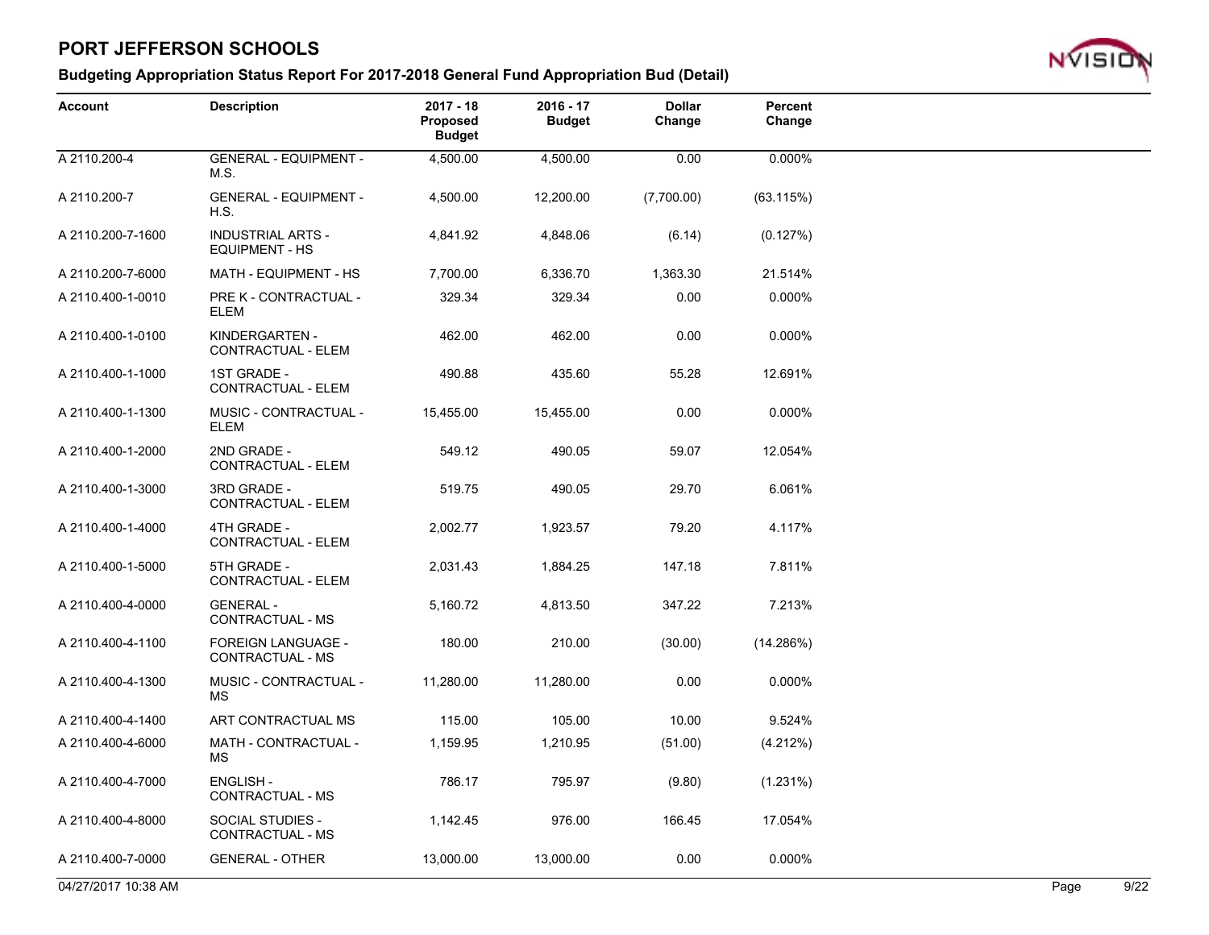# PORT JEFFERSON SCHOOLS

## Budgeting Appropriation Status Report For 2017-2018 General Fund Appropriation Bud (Detail)

| Account | Description | 2017 - 18 Proposed Budget | 2016 - 17 Budget | Dollar Change | Percent Change |
|---|---|---|---|---|---|
| A 2110.200-4 | GENERAL - EQUIPMENT - M.S. | 4,500.00 | 4,500.00 | 0.00 | 0.000% |
| A 2110.200-7 | GENERAL - EQUIPMENT - H.S. | 4,500.00 | 12,200.00 | (7,700.00) | (63.115%) |
| A 2110.200-7-1600 | INDUSTRIAL ARTS - EQUIPMENT - HS | 4,841.92 | 4,848.06 | (6.14) | (0.127%) |
| A 2110.200-7-6000 | MATH - EQUIPMENT - HS | 7,700.00 | 6,336.70 | 1,363.30 | 21.514% |
| A 2110.400-1-0010 | PRE K - CONTRACTUAL - ELEM | 329.34 | 329.34 | 0.00 | 0.000% |
| A 2110.400-1-0100 | KINDERGARTEN - CONTRACTUAL - ELEM | 462.00 | 462.00 | 0.00 | 0.000% |
| A 2110.400-1-1000 | 1ST GRADE - CONTRACTUAL - ELEM | 490.88 | 435.60 | 55.28 | 12.691% |
| A 2110.400-1-1300 | MUSIC - CONTRACTUAL - ELEM | 15,455.00 | 15,455.00 | 0.00 | 0.000% |
| A 2110.400-1-2000 | 2ND GRADE - CONTRACTUAL - ELEM | 549.12 | 490.05 | 59.07 | 12.054% |
| A 2110.400-1-3000 | 3RD GRADE - CONTRACTUAL - ELEM | 519.75 | 490.05 | 29.70 | 6.061% |
| A 2110.400-1-4000 | 4TH GRADE - CONTRACTUAL - ELEM | 2,002.77 | 1,923.57 | 79.20 | 4.117% |
| A 2110.400-1-5000 | 5TH GRADE - CONTRACTUAL - ELEM | 2,031.43 | 1,884.25 | 147.18 | 7.811% |
| A 2110.400-4-0000 | GENERAL - CONTRACTUAL - MS | 5,160.72 | 4,813.50 | 347.22 | 7.213% |
| A 2110.400-4-1100 | FOREIGN LANGUAGE - CONTRACTUAL - MS | 180.00 | 210.00 | (30.00) | (14.286%) |
| A 2110.400-4-1300 | MUSIC - CONTRACTUAL - MS | 11,280.00 | 11,280.00 | 0.00 | 0.000% |
| A 2110.400-4-1400 | ART CONTRACTUAL MS | 115.00 | 105.00 | 10.00 | 9.524% |
| A 2110.400-4-6000 | MATH - CONTRACTUAL - MS | 1,159.95 | 1,210.95 | (51.00) | (4.212%) |
| A 2110.400-4-7000 | ENGLISH - CONTRACTUAL - MS | 786.17 | 795.97 | (9.80) | (1.231%) |
| A 2110.400-4-8000 | SOCIAL STUDIES - CONTRACTUAL - MS | 1,142.45 | 976.00 | 166.45 | 17.054% |
| A 2110.400-7-0000 | GENERAL - OTHER | 13,000.00 | 13,000.00 | 0.00 | 0.000% |

04/27/2017 10:38 AM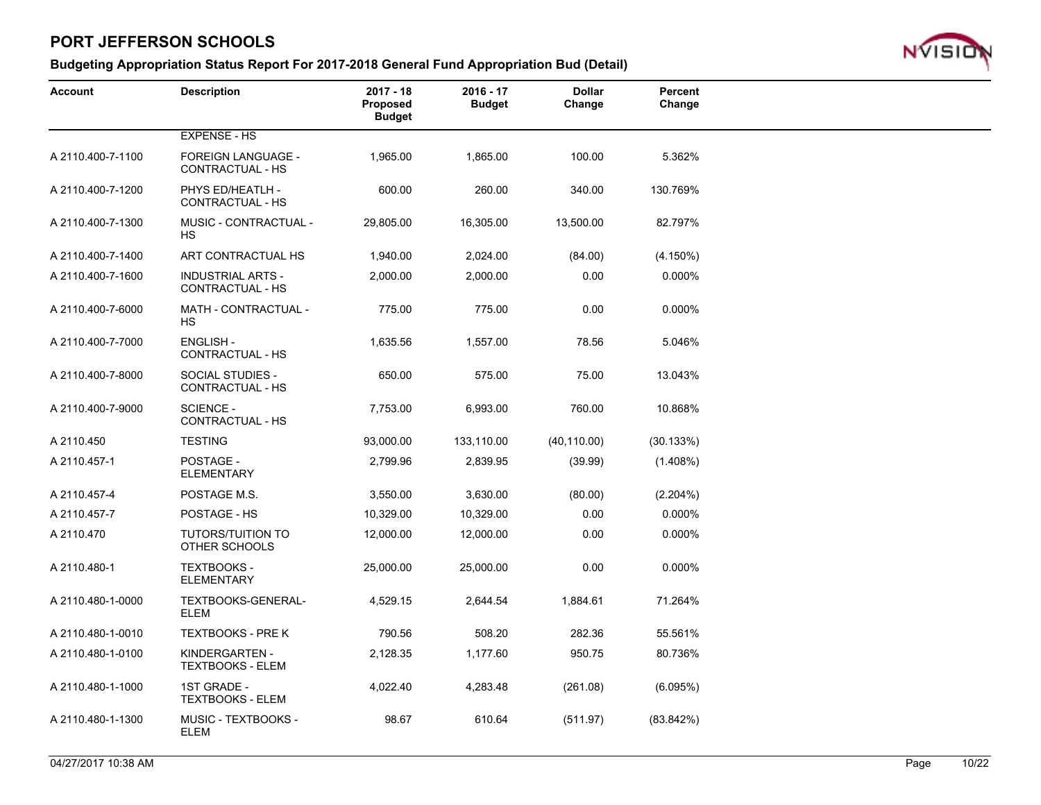# PORT JEFFERSON SCHOOLS

## Budgeting Appropriation Status Report For 2017-2018 General Fund Appropriation Bud (Detail)

| Account | Description | 2017 - 18 Proposed Budget | 2016 - 17 Budget | Dollar Change | Percent Change |
|---|---|---|---|---|---|
| | EXPENSE - HS | | | | |
| A 2110.400-7-1100 | FOREIGN LANGUAGE - CONTRACTUAL - HS | 1,965.00 | 1,865.00 | 100.00 | 5.362% |
| A 2110.400-7-1200 | PHYS ED/HEATLH - CONTRACTUAL - HS | 600.00 | 260.00 | 340.00 | 130.769% |
| A 2110.400-7-1300 | MUSIC - CONTRACTUAL - HS | 29,805.00 | 16,305.00 | 13,500.00 | 82.797% |
| A 2110.400-7-1400 | ART CONTRACTUAL HS | 1,940.00 | 2,024.00 | (84.00) | (4.150%) |
| A 2110.400-7-1600 | INDUSTRIAL ARTS - CONTRACTUAL - HS | 2,000.00 | 2,000.00 | 0.00 | 0.000% |
| A 2110.400-7-6000 | MATH - CONTRACTUAL - HS | 775.00 | 775.00 | 0.00 | 0.000% |
| A 2110.400-7-7000 | ENGLISH - CONTRACTUAL - HS | 1,635.56 | 1,557.00 | 78.56 | 5.046% |
| A 2110.400-7-8000 | SOCIAL STUDIES - CONTRACTUAL - HS | 650.00 | 575.00 | 75.00 | 13.043% |
| A 2110.400-7-9000 | SCIENCE - CONTRACTUAL - HS | 7,753.00 | 6,993.00 | 760.00 | 10.868% |
| A 2110.450 | TESTING | 93,000.00 | 133,110.00 | (40,110.00) | (30.133%) |
| A 2110.457-1 | POSTAGE - ELEMENTARY | 2,799.96 | 2,839.95 | (39.99) | (1.408%) |
| A 2110.457-4 | POSTAGE M.S. | 3,550.00 | 3,630.00 | (80.00) | (2.204%) |
| A 2110.457-7 | POSTAGE - HS | 10,329.00 | 10,329.00 | 0.00 | 0.000% |
| A 2110.470 | TUTORS/TUITION TO OTHER SCHOOLS | 12,000.00 | 12,000.00 | 0.00 | 0.000% |
| A 2110.480-1 | TEXTBOOKS - ELEMENTARY | 25,000.00 | 25,000.00 | 0.00 | 0.000% |
| A 2110.480-1-0000 | TEXTBOOKS-GENERAL-ELEM | 4,529.15 | 2,644.54 | 1,884.61 | 71.264% |
| A 2110.480-1-0010 | TEXTBOOKS - PRE K | 790.56 | 508.20 | 282.36 | 55.561% |
| A 2110.480-1-0100 | KINDERGARTEN - TEXTBOOKS - ELEM | 2,128.35 | 1,177.60 | 950.75 | 80.736% |
| A 2110.480-1-1000 | 1ST GRADE - TEXTBOOKS - ELEM | 4,022.40 | 4,283.48 | (261.08) | (6.095%) |
| A 2110.480-1-1300 | MUSIC - TEXTBOOKS - ELEM | 98.67 | 610.64 | (511.97) | (83.842%) |

04/27/2017 10:38 AM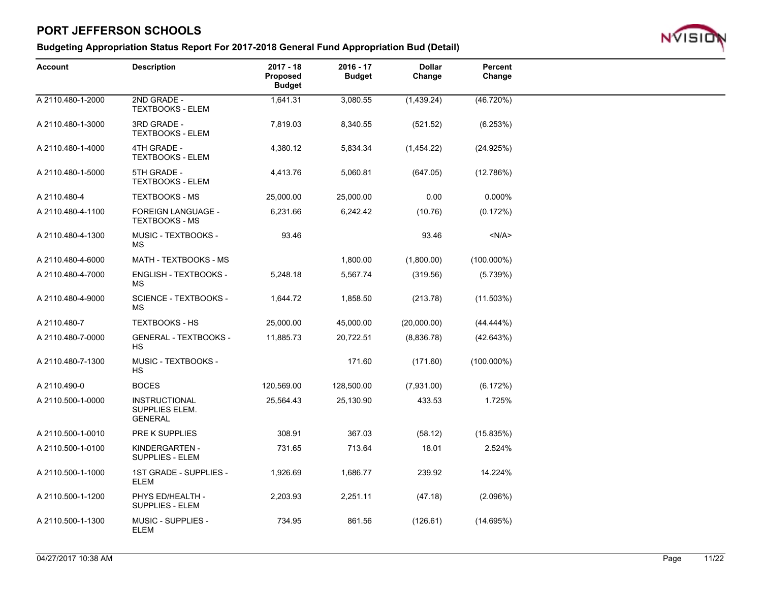# PORT JEFFERSON SCHOOLS

## Budgeting Appropriation Status Report For 2017-2018 General Fund Appropriation Bud (Detail)

| Account | Description | 2017 - 18 Proposed Budget | 2016 - 17 Budget | Dollar Change | Percent Change |
|---|---|---|---|---|---|
| A 2110.480-1-2000 | 2ND GRADE - TEXTBOOKS - ELEM | 1,641.31 | 3,080.55 | (1,439.24) | (46.720%) |
| A 2110.480-1-3000 | 3RD GRADE - TEXTBOOKS - ELEM | 7,819.03 | 8,340.55 | (521.52) | (6.253%) |
| A 2110.480-1-4000 | 4TH GRADE - TEXTBOOKS - ELEM | 4,380.12 | 5,834.34 | (1,454.22) | (24.925%) |
| A 2110.480-1-5000 | 5TH GRADE - TEXTBOOKS - ELEM | 4,413.76 | 5,060.81 | (647.05) | (12.786%) |
| A 2110.480-4 | TEXTBOOKS - MS | 25,000.00 | 25,000.00 | 0.00 | 0.000% |
| A 2110.480-4-1100 | FOREIGN LANGUAGE - TEXTBOOKS - MS | 6,231.66 | 6,242.42 | (10.76) | (0.172%) |
| A 2110.480-4-1300 | MUSIC - TEXTBOOKS - MS | 93.46 | | 93.46 | <N/A> |
| A 2110.480-4-6000 | MATH - TEXTBOOKS - MS | | 1,800.00 | (1,800.00) | (100.000%) |
| A 2110.480-4-7000 | ENGLISH - TEXTBOOKS - MS | 5,248.18 | 5,567.74 | (319.56) | (5.739%) |
| A 2110.480-4-9000 | SCIENCE - TEXTBOOKS - MS | 1,644.72 | 1,858.50 | (213.78) | (11.503%) |
| A 2110.480-7 | TEXTBOOKS - HS | 25,000.00 | 45,000.00 | (20,000.00) | (44.444%) |
| A 2110.480-7-0000 | GENERAL - TEXTBOOKS - HS | 11,885.73 | 20,722.51 | (8,836.78) | (42.643%) |
| A 2110.480-7-1300 | MUSIC - TEXTBOOKS - HS | | 171.60 | (171.60) | (100.000%) |
| A 2110.490-0 | BOCES | 120,569.00 | 128,500.00 | (7,931.00) | (6.172%) |
| A 2110.500-1-0000 | INSTRUCTIONAL SUPPLIES ELEM. GENERAL | 25,564.43 | 25,130.90 | 433.53 | 1.725% |
| A 2110.500-1-0010 | PRE K SUPPLIES | 308.91 | 367.03 | (58.12) | (15.835%) |
| A 2110.500-1-0100 | KINDERGARTEN - SUPPLIES - ELEM | 731.65 | 713.64 | 18.01 | 2.524% |
| A 2110.500-1-1000 | 1ST GRADE - SUPPLIES - ELEM | 1,926.69 | 1,686.77 | 239.92 | 14.224% |
| A 2110.500-1-1200 | PHYS ED/HEALTH - SUPPLIES - ELEM | 2,203.93 | 2,251.11 | (47.18) | (2.096%) |
| A 2110.500-1-1300 | MUSIC - SUPPLIES - ELEM | 734.95 | 861.56 | (126.61) | (14.695%) |

04/27/2017 10:38 AM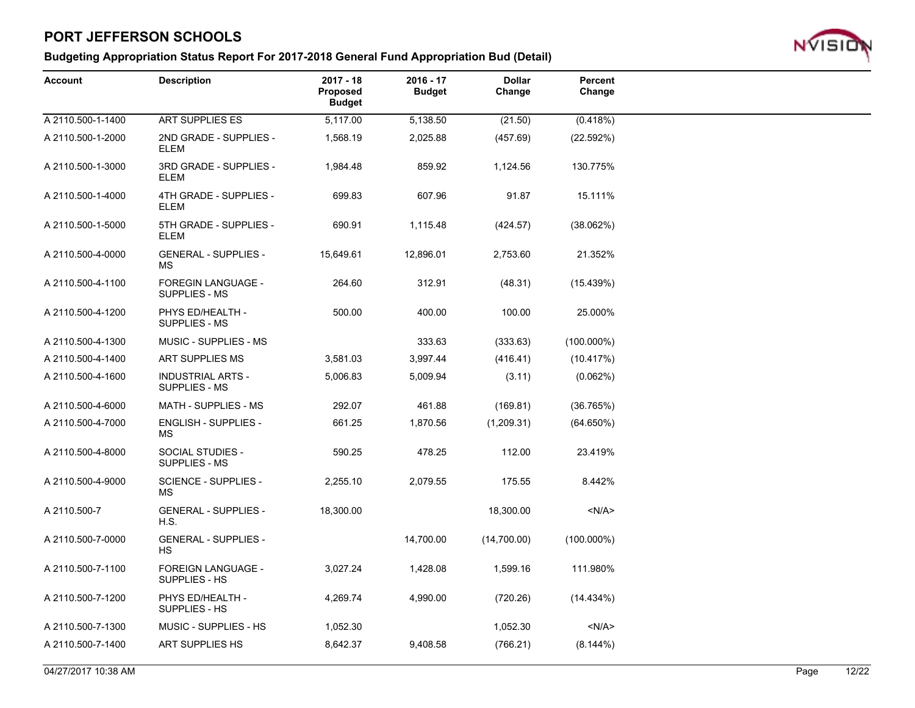# PORT JEFFERSON SCHOOLS

## Budgeting Appropriation Status Report For 2017-2018 General Fund Appropriation Bud (Detail)

| Account | Description | 2017 - 18 Proposed Budget | 2016 - 17 Budget | Dollar Change | Percent Change |
|---|---|---|---|---|---|
| A 2110.500-1-1400 | ART SUPPLIES ES | 5,117.00 | 5,138.50 | (21.50) | (0.418%) |
| A 2110.500-1-2000 | 2ND GRADE - SUPPLIES - ELEM | 1,568.19 | 2,025.88 | (457.69) | (22.592%) |
| A 2110.500-1-3000 | 3RD GRADE - SUPPLIES - ELEM | 1,984.48 | 859.92 | 1,124.56 | 130.775% |
| A 2110.500-1-4000 | 4TH GRADE - SUPPLIES - ELEM | 699.83 | 607.96 | 91.87 | 15.111% |
| A 2110.500-1-5000 | 5TH GRADE - SUPPLIES - ELEM | 690.91 | 1,115.48 | (424.57) | (38.062%) |
| A 2110.500-4-0000 | GENERAL - SUPPLIES - MS | 15,649.61 | 12,896.01 | 2,753.60 | 21.352% |
| A 2110.500-4-1100 | FOREGIN LANGUAGE - SUPPLIES - MS | 264.60 | 312.91 | (48.31) | (15.439%) |
| A 2110.500-4-1200 | PHYS ED/HEALTH - SUPPLIES - MS | 500.00 | 400.00 | 100.00 | 25.000% |
| A 2110.500-4-1300 | MUSIC - SUPPLIES - MS | | 333.63 | (333.63) | (100.000%) |
| A 2110.500-4-1400 | ART SUPPLIES MS | 3,581.03 | 3,997.44 | (416.41) | (10.417%) |
| A 2110.500-4-1600 | INDUSTRIAL ARTS - SUPPLIES - MS | 5,006.83 | 5,009.94 | (3.11) | (0.062%) |
| A 2110.500-4-6000 | MATH - SUPPLIES - MS | 292.07 | 461.88 | (169.81) | (36.765%) |
| A 2110.500-4-7000 | ENGLISH - SUPPLIES - MS | 661.25 | 1,870.56 | (1,209.31) | (64.650%) |
| A 2110.500-4-8000 | SOCIAL STUDIES - SUPPLIES - MS | 590.25 | 478.25 | 112.00 | 23.419% |
| A 2110.500-4-9000 | SCIENCE - SUPPLIES - MS | 2,255.10 | 2,079.55 | 175.55 | 8.442% |
| A 2110.500-7 | GENERAL - SUPPLIES - H.S. | 18,300.00 | | 18,300.00 | <N/A> |
| A 2110.500-7-0000 | GENERAL - SUPPLIES - HS | | 14,700.00 | (14,700.00) | (100.000%) |
| A 2110.500-7-1100 | FOREIGN LANGUAGE - SUPPLIES - HS | 3,027.24 | 1,428.08 | 1,599.16 | 111.980% |
| A 2110.500-7-1200 | PHYS ED/HEALTH - SUPPLIES - HS | 4,269.74 | 4,990.00 | (720.26) | (14.434%) |
| A 2110.500-7-1300 | MUSIC - SUPPLIES - HS | 1,052.30 | | 1,052.30 | <N/A> |
| A 2110.500-7-1400 | ART SUPPLIES HS | 8,642.37 | 9,408.58 | (766.21) | (8.144%) |

04/27/2017 10:38 AM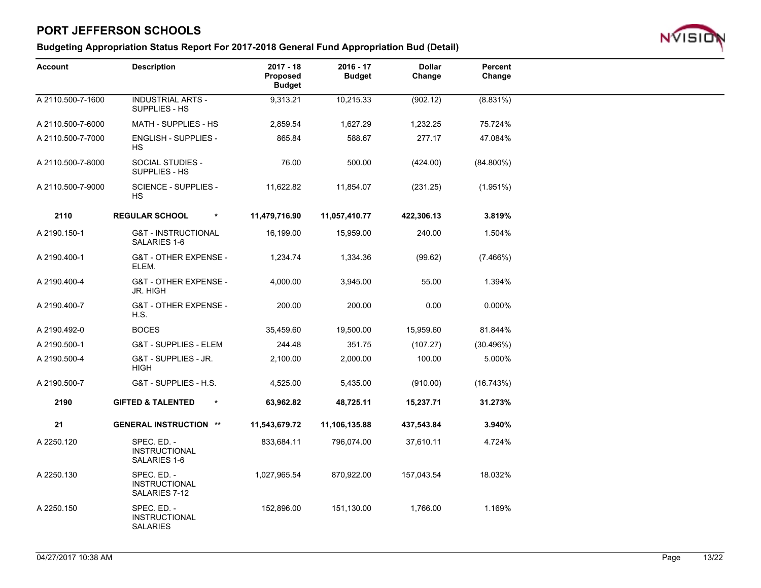# PORT JEFFERSON SCHOOLS

## Budgeting Appropriation Status Report For 2017-2018 General Fund Appropriation Bud (Detail)

| Account | Description | 2017 - 18 Proposed Budget | 2016 - 17 Budget | Dollar Change | Percent Change |
|---|---|---|---|---|---|
| A 2110.500-7-1600 | INDUSTRIAL ARTS - SUPPLIES - HS | 9,313.21 | 10,215.33 | (902.12) | (8.831%) |
| A 2110.500-7-6000 | MATH - SUPPLIES - HS | 2,859.54 | 1,627.29 | 1,232.25 | 75.724% |
| A 2110.500-7-7000 | ENGLISH - SUPPLIES - HS | 865.84 | 588.67 | 277.17 | 47.084% |
| A 2110.500-7-8000 | SOCIAL STUDIES - SUPPLIES - HS | 76.00 | 500.00 | (424.00) | (84.800%) |
| A 2110.500-7-9000 | SCIENCE - SUPPLIES - HS | 11,622.82 | 11,854.07 | (231.25) | (1.951%) |
| **2110** | **REGULAR SCHOOL \*** | **11,479,716.90** | **11,057,410.77** | **422,306.13** | **3.819%** |
| A 2190.150-1 | G&T - INSTRUCTIONAL SALARIES 1-6 | 16,199.00 | 15,959.00 | 240.00 | 1.504% |
| A 2190.400-1 | G&T - OTHER EXPENSE - ELEM. | 1,234.74 | 1,334.36 | (99.62) | (7.466%) |
| A 2190.400-4 | G&T - OTHER EXPENSE - JR. HIGH | 4,000.00 | 3,945.00 | 55.00 | 1.394% |
| A 2190.400-7 | G&T - OTHER EXPENSE - H.S. | 200.00 | 200.00 | 0.00 | 0.000% |
| A 2190.492-0 | BOCES | 35,459.60 | 19,500.00 | 15,959.60 | 81.844% |
| A 2190.500-1 | G&T - SUPPLIES - ELEM | 244.48 | 351.75 | (107.27) | (30.496%) |
| A 2190.500-4 | G&T - SUPPLIES - JR. HIGH | 2,100.00 | 2,000.00 | 100.00 | 5.000% |
| A 2190.500-7 | G&T - SUPPLIES - H.S. | 4,525.00 | 5,435.00 | (910.00) | (16.743%) |
| **2190** | **GIFTED & TALENTED \*** | **63,962.82** | **48,725.11** | **15,237.71** | **31.273%** |
| **21** | **GENERAL INSTRUCTION \*\*** | **11,543,679.72** | **11,106,135.88** | **437,543.84** | **3.940%** |
| A 2250.120 | SPEC. ED. - INSTRUCTIONAL SALARIES 1-6 | 833,684.11 | 796,074.00 | 37,610.11 | 4.724% |
| A 2250.130 | SPEC. ED. - INSTRUCTIONAL SALARIES 7-12 | 1,027,965.54 | 870,922.00 | 157,043.54 | 18.032% |
| A 2250.150 | SPEC. ED. - INSTRUCTIONAL SALARIES | 152,896.00 | 151,130.00 | 1,766.00 | 1.169% |

04/27/2017 10:38 AM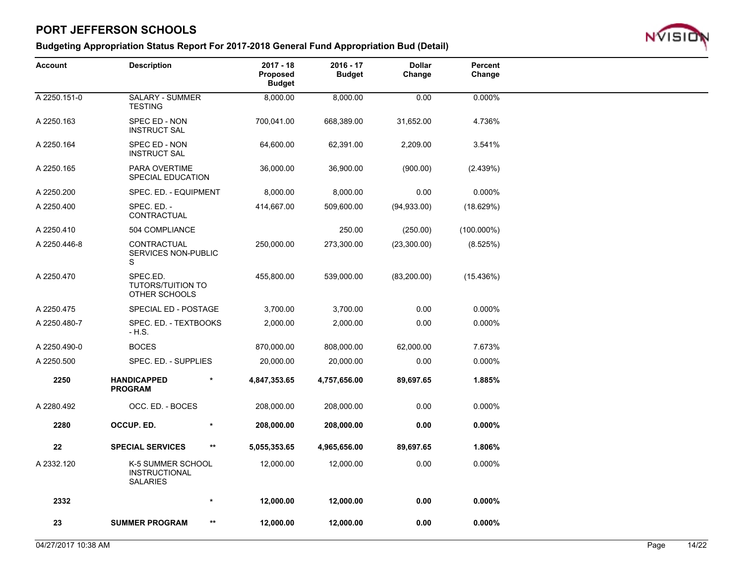# PORT JEFFERSON SCHOOLS

## Budgeting Appropriation Status Report For 2017-2018 General Fund Appropriation Bud (Detail)

| Account | Description | | 2017 - 18 Proposed Budget | 2016 - 17 Budget | Dollar Change | Percent Change |
|---|---|---|---|---|---|---|
| A 2250.151-0 | SALARY - SUMMER TESTING | | 8,000.00 | 8,000.00 | 0.00 | 0.000% |
| A 2250.163 | SPEC ED - NON INSTRUCT SAL | | 700,041.00 | 668,389.00 | 31,652.00 | 4.736% |
| A 2250.164 | SPEC ED - NON INSTRUCT SAL | | 64,600.00 | 62,391.00 | 2,209.00 | 3.541% |
| A 2250.165 | PARA OVERTIME SPECIAL EDUCATION | | 36,000.00 | 36,900.00 | (900.00) | (2.439%) |
| A 2250.200 | SPEC. ED. - EQUIPMENT | | 8,000.00 | 8,000.00 | 0.00 | 0.000% |
| A 2250.400 | SPEC. ED. - CONTRACTUAL | | 414,667.00 | 509,600.00 | (94,933.00) | (18.629%) |
| A 2250.410 | 504 COMPLIANCE | | | 250.00 | (250.00) | (100.000%) |
| A 2250.446-8 | CONTRACTUAL SERVICES NON-PUBLIC S | | 250,000.00 | 273,300.00 | (23,300.00) | (8.525%) |
| A 2250.470 | SPEC.ED. TUTORS/TUITION TO OTHER SCHOOLS | | 455,800.00 | 539,000.00 | (83,200.00) | (15.436%) |
| A 2250.475 | SPECIAL ED - POSTAGE | | 3,700.00 | 3,700.00 | 0.00 | 0.000% |
| A 2250.480-7 | SPEC. ED. - TEXTBOOKS - H.S. | | 2,000.00 | 2,000.00 | 0.00 | 0.000% |
| A 2250.490-0 | BOCES | | 870,000.00 | 808,000.00 | 62,000.00 | 7.673% |
| A 2250.500 | SPEC. ED. - SUPPLIES | | 20,000.00 | 20,000.00 | 0.00 | 0.000% |
| **2250** | **HANDICAPPED PROGRAM** | * | **4,847,353.65** | **4,757,656.00** | **89,697.65** | **1.885%** |
| A 2280.492 | OCC. ED. - BOCES | | 208,000.00 | 208,000.00 | 0.00 | 0.000% |
| **2280** | **OCCUP. ED.** | * | **208,000.00** | **208,000.00** | **0.00** | **0.000%** |
| **22** | **SPECIAL SERVICES** | ** | **5,055,353.65** | **4,965,656.00** | **89,697.65** | **1.806%** |
| A 2332.120 | K-5 SUMMER SCHOOL INSTRUCTIONAL SALARIES | | 12,000.00 | 12,000.00 | 0.00 | 0.000% |
| **2332** | | * | **12,000.00** | **12,000.00** | **0.00** | **0.000%** |
| **23** | **SUMMER PROGRAM** | ** | **12,000.00** | **12,000.00** | **0.00** | **0.000%** |

04/27/2017 10:38 AM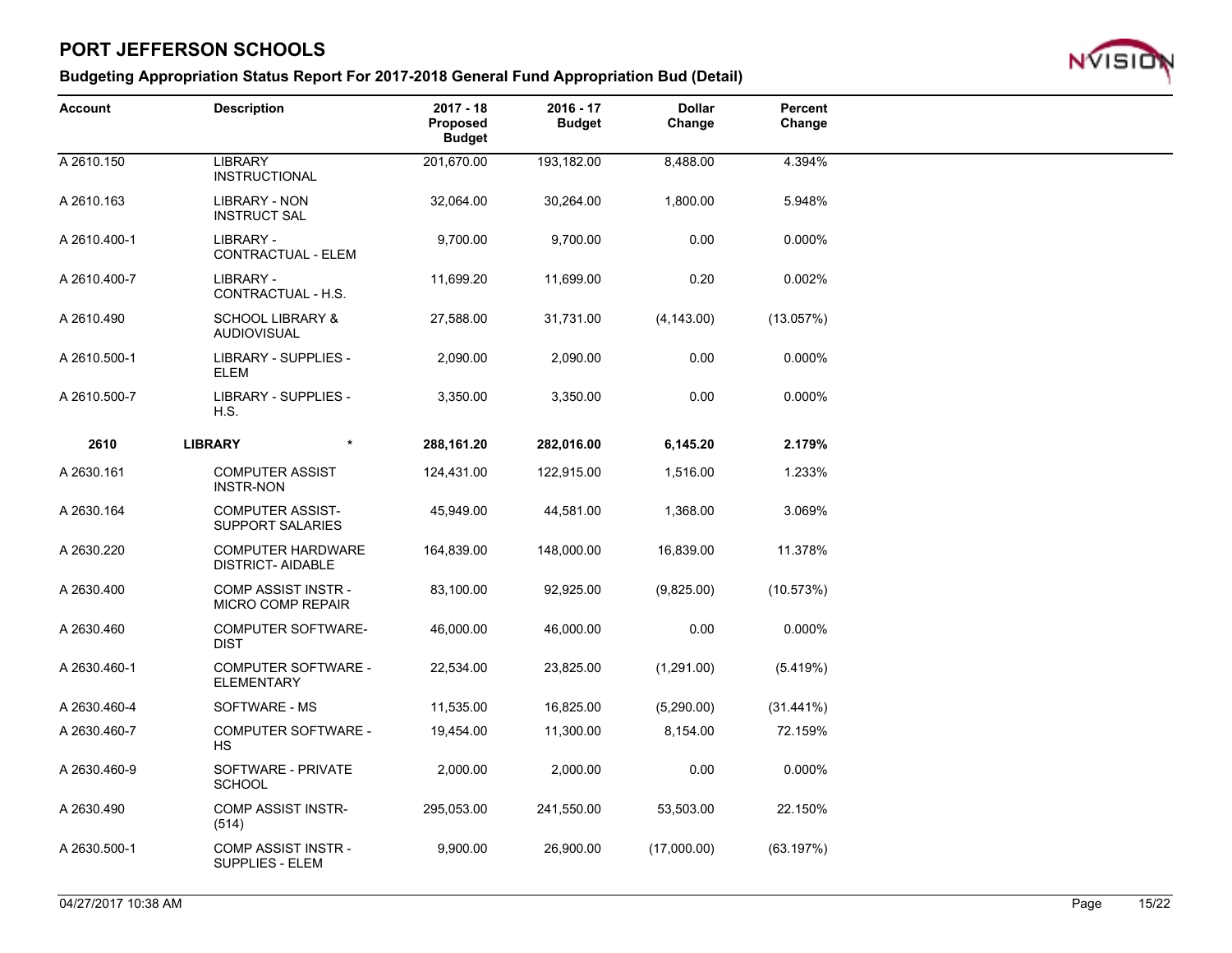# PORT JEFFERSON SCHOOLS

## Budgeting Appropriation Status Report For 2017-2018 General Fund Appropriation Bud (Detail)

| Account | Description | 2017 - 18 Proposed Budget | 2016 - 17 Budget | Dollar Change | Percent Change |
|---|---|---|---|---|---|
| A 2610.150 | LIBRARY INSTRUCTIONAL | 201,670.00 | 193,182.00 | 8,488.00 | 4.394% |
| A 2610.163 | LIBRARY - NON INSTRUCT SAL | 32,064.00 | 30,264.00 | 1,800.00 | 5.948% |
| A 2610.400-1 | LIBRARY - CONTRACTUAL - ELEM | 9,700.00 | 9,700.00 | 0.00 | 0.000% |
| A 2610.400-7 | LIBRARY - CONTRACTUAL - H.S. | 11,699.20 | 11,699.00 | 0.20 | 0.002% |
| A 2610.490 | SCHOOL LIBRARY & AUDIOVISUAL | 27,588.00 | 31,731.00 | (4,143.00) | (13.057%) |
| A 2610.500-1 | LIBRARY - SUPPLIES - ELEM | 2,090.00 | 2,090.00 | 0.00 | 0.000% |
| A 2610.500-7 | LIBRARY - SUPPLIES - H.S. | 3,350.00 | 3,350.00 | 0.00 | 0.000% |
| **2610** | **LIBRARY** * | **288,161.20** | **282,016.00** | **6,145.20** | **2.179%** |
| A 2630.161 | COMPUTER ASSIST INSTR-NON | 124,431.00 | 122,915.00 | 1,516.00 | 1.233% |
| A 2630.164 | COMPUTER ASSIST-SUPPORT SALARIES | 45,949.00 | 44,581.00 | 1,368.00 | 3.069% |
| A 2630.220 | COMPUTER HARDWARE DISTRICT- AIDABLE | 164,839.00 | 148,000.00 | 16,839.00 | 11.378% |
| A 2630.400 | COMP ASSIST INSTR - MICRO COMP REPAIR | 83,100.00 | 92,925.00 | (9,825.00) | (10.573%) |
| A 2630.460 | COMPUTER SOFTWARE-DIST | 46,000.00 | 46,000.00 | 0.00 | 0.000% |
| A 2630.460-1 | COMPUTER SOFTWARE - ELEMENTARY | 22,534.00 | 23,825.00 | (1,291.00) | (5.419%) |
| A 2630.460-4 | SOFTWARE - MS | 11,535.00 | 16,825.00 | (5,290.00) | (31.441%) |
| A 2630.460-7 | COMPUTER SOFTWARE - HS | 19,454.00 | 11,300.00 | 8,154.00 | 72.159% |
| A 2630.460-9 | SOFTWARE - PRIVATE SCHOOL | 2,000.00 | 2,000.00 | 0.00 | 0.000% |
| A 2630.490 | COMP ASSIST INSTR-(514) | 295,053.00 | 241,550.00 | 53,503.00 | 22.150% |
| A 2630.500-1 | COMP ASSIST INSTR - SUPPLIES - ELEM | 9,900.00 | 26,900.00 | (17,000.00) | (63.197%) |

04/27/2017 10:38 AM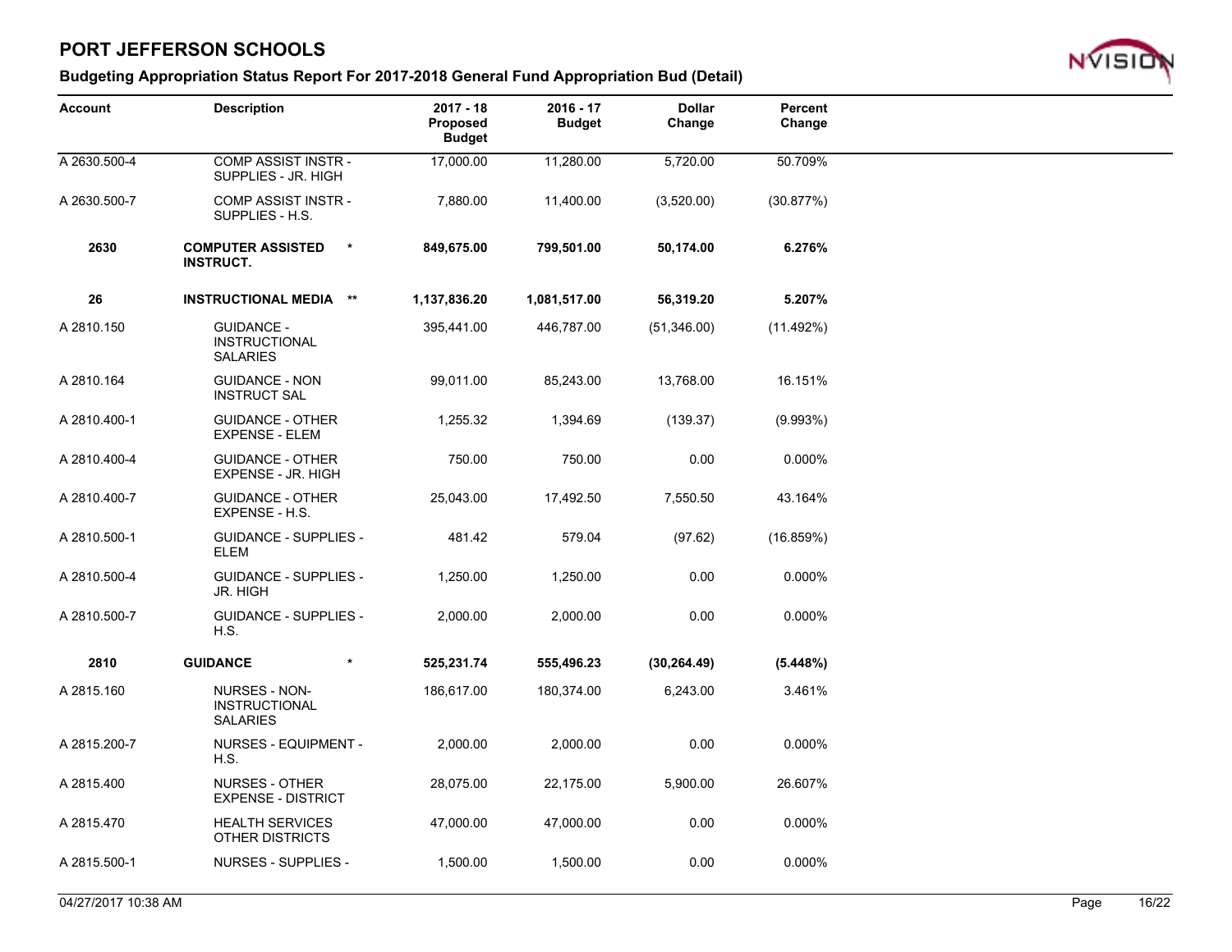# PORT JEFFERSON SCHOOLS

## Budgeting Appropriation Status Report For 2017-2018 General Fund Appropriation Bud (Detail)

| Account | Description | 2017 - 18 Proposed Budget | 2016 - 17 Budget | Dollar Change | Percent Change |
|---|---|---|---|---|---|
| A 2630.500-4 | COMP ASSIST INSTR - SUPPLIES - JR. HIGH | 17,000.00 | 11,280.00 | 5,720.00 | 50.709% |
| A 2630.500-7 | COMP ASSIST INSTR - SUPPLIES - H.S. | 7,880.00 | 11,400.00 | (3,520.00) | (30.877%) |
| **2630** | **COMPUTER ASSISTED INSTRUCT. \*** | **849,675.00** | **799,501.00** | **50,174.00** | **6.276%** |
| **26** | **INSTRUCTIONAL MEDIA \*\*** | **1,137,836.20** | **1,081,517.00** | **56,319.20** | **5.207%** |
| A 2810.150 | GUIDANCE - INSTRUCTIONAL SALARIES | 395,441.00 | 446,787.00 | (51,346.00) | (11.492%) |
| A 2810.164 | GUIDANCE - NON INSTRUCT SAL | 99,011.00 | 85,243.00 | 13,768.00 | 16.151% |
| A 2810.400-1 | GUIDANCE - OTHER EXPENSE - ELEM | 1,255.32 | 1,394.69 | (139.37) | (9.993%) |
| A 2810.400-4 | GUIDANCE - OTHER EXPENSE - JR. HIGH | 750.00 | 750.00 | 0.00 | 0.000% |
| A 2810.400-7 | GUIDANCE - OTHER EXPENSE - H.S. | 25,043.00 | 17,492.50 | 7,550.50 | 43.164% |
| A 2810.500-1 | GUIDANCE - SUPPLIES - ELEM | 481.42 | 579.04 | (97.62) | (16.859%) |
| A 2810.500-4 | GUIDANCE - SUPPLIES - JR. HIGH | 1,250.00 | 1,250.00 | 0.00 | 0.000% |
| A 2810.500-7 | GUIDANCE - SUPPLIES - H.S. | 2,000.00 | 2,000.00 | 0.00 | 0.000% |
| **2810** | **GUIDANCE \*** | **525,231.74** | **555,496.23** | **(30,264.49)** | **(5.448%)** |
| A 2815.160 | NURSES - NON-INSTRUCTIONAL SALARIES | 186,617.00 | 180,374.00 | 6,243.00 | 3.461% |
| A 2815.200-7 | NURSES - EQUIPMENT - H.S. | 2,000.00 | 2,000.00 | 0.00 | 0.000% |
| A 2815.400 | NURSES - OTHER EXPENSE - DISTRICT | 28,075.00 | 22,175.00 | 5,900.00 | 26.607% |
| A 2815.470 | HEALTH SERVICES OTHER DISTRICTS | 47,000.00 | 47,000.00 | 0.00 | 0.000% |
| A 2815.500-1 | NURSES - SUPPLIES - | 1,500.00 | 1,500.00 | 0.00 | 0.000% |

04/27/2017 10:38 AM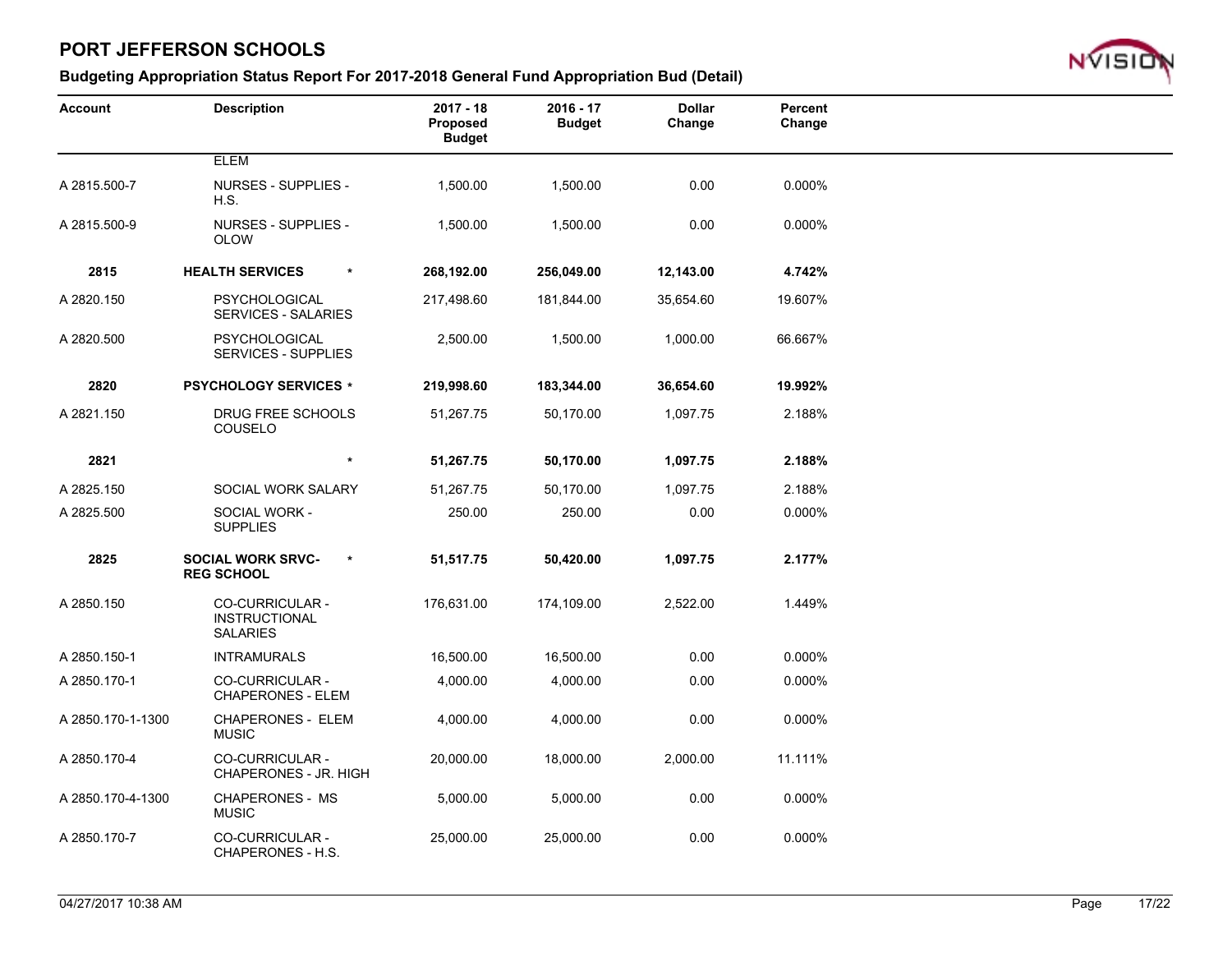# PORT JEFFERSON SCHOOLS

## Budgeting Appropriation Status Report For 2017-2018 General Fund Appropriation Bud (Detail)

| Account | Description | 2017 - 18 Proposed Budget | 2016 - 17 Budget | Dollar Change | Percent Change |
|---|---|---|---|---|---|
| | ELEM | | | | |
| A 2815.500-7 | NURSES - SUPPLIES - H.S. | 1,500.00 | 1,500.00 | 0.00 | 0.000% |
| A 2815.500-9 | NURSES - SUPPLIES - OLOW | 1,500.00 | 1,500.00 | 0.00 | 0.000% |
| **2815** | **HEALTH SERVICES \*** | **268,192.00** | **256,049.00** | **12,143.00** | **4.742%** |
| A 2820.150 | PSYCHOLOGICAL SERVICES - SALARIES | 217,498.60 | 181,844.00 | 35,654.60 | 19.607% |
| A 2820.500 | PSYCHOLOGICAL SERVICES - SUPPLIES | 2,500.00 | 1,500.00 | 1,000.00 | 66.667% |
| **2820** | **PSYCHOLOGY SERVICES \*** | **219,998.60** | **183,344.00** | **36,654.60** | **19.992%** |
| A 2821.150 | DRUG FREE SCHOOLS COUSELO | 51,267.75 | 50,170.00 | 1,097.75 | 2.188% |
| **2821** | **\*** | **51,267.75** | **50,170.00** | **1,097.75** | **2.188%** |
| A 2825.150 | SOCIAL WORK SALARY | 51,267.75 | 50,170.00 | 1,097.75 | 2.188% |
| A 2825.500 | SOCIAL WORK - SUPPLIES | 250.00 | 250.00 | 0.00 | 0.000% |
| **2825** | **SOCIAL WORK SRVC-REG SCHOOL \*** | **51,517.75** | **50,420.00** | **1,097.75** | **2.177%** |
| A 2850.150 | CO-CURRICULAR - INSTRUCTIONAL SALARIES | 176,631.00 | 174,109.00 | 2,522.00 | 1.449% |
| A 2850.150-1 | INTRAMURALS | 16,500.00 | 16,500.00 | 0.00 | 0.000% |
| A 2850.170-1 | CO-CURRICULAR - CHAPERONES - ELEM | 4,000.00 | 4,000.00 | 0.00 | 0.000% |
| A 2850.170-1-1300 | CHAPERONES - ELEM MUSIC | 4,000.00 | 4,000.00 | 0.00 | 0.000% |
| A 2850.170-4 | CO-CURRICULAR - CHAPERONES - JR. HIGH | 20,000.00 | 18,000.00 | 2,000.00 | 11.111% |
| A 2850.170-4-1300 | CHAPERONES - MS MUSIC | 5,000.00 | 5,000.00 | 0.00 | 0.000% |
| A 2850.170-7 | CO-CURRICULAR - CHAPERONES - H.S. | 25,000.00 | 25,000.00 | 0.00 | 0.000% |

04/27/2017 10:38 AM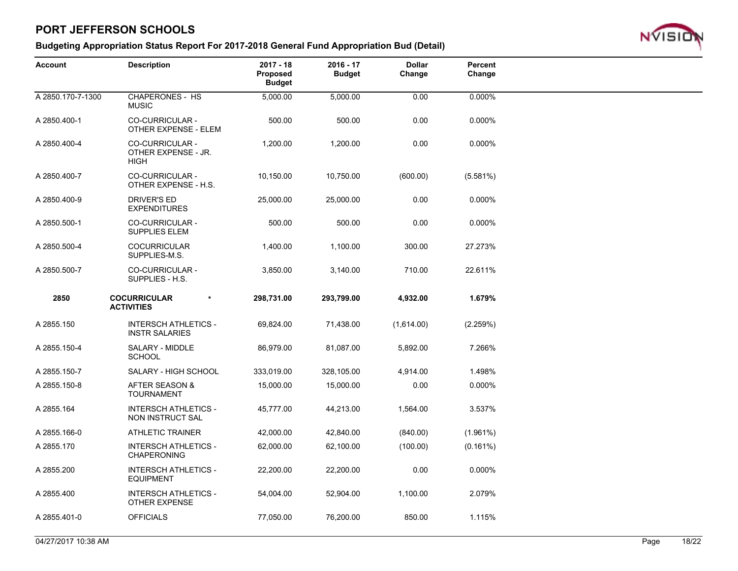## PORT JEFFERSON SCHOOLS

### Budgeting Appropriation Status Report For 2017-2018 General Fund Appropriation Bud (Detail)

| Account | Description | 2017 - 18 Proposed Budget | 2016 - 17 Budget | Dollar Change | Percent Change |
|---|---|---|---|---|---|
| A 2850.170-7-1300 | CHAPERONES - HS MUSIC | 5,000.00 | 5,000.00 | 0.00 | 0.000% |
| A 2850.400-1 | CO-CURRICULAR - OTHER EXPENSE - ELEM | 500.00 | 500.00 | 0.00 | 0.000% |
| A 2850.400-4 | CO-CURRICULAR - OTHER EXPENSE - JR. HIGH | 1,200.00 | 1,200.00 | 0.00 | 0.000% |
| A 2850.400-7 | CO-CURRICULAR - OTHER EXPENSE - H.S. | 10,150.00 | 10,750.00 | (600.00) | (5.581%) |
| A 2850.400-9 | DRIVER'S ED EXPENDITURES | 25,000.00 | 25,000.00 | 0.00 | 0.000% |
| A 2850.500-1 | CO-CURRICULAR - SUPPLIES ELEM | 500.00 | 500.00 | 0.00 | 0.000% |
| A 2850.500-4 | COCURRICULAR SUPPLIES-M.S. | 1,400.00 | 1,100.00 | 300.00 | 27.273% |
| A 2850.500-7 | CO-CURRICULAR - SUPPLIES - H.S. | 3,850.00 | 3,140.00 | 710.00 | 22.611% |
| **2850** | **COCURRICULAR ACTIVITIES** * | **298,731.00** | **293,799.00** | **4,932.00** | **1.679%** |
| A 2855.150 | INTERSCH ATHLETICS - INSTR SALARIES | 69,824.00 | 71,438.00 | (1,614.00) | (2.259%) |
| A 2855.150-4 | SALARY - MIDDLE SCHOOL | 86,979.00 | 81,087.00 | 5,892.00 | 7.266% |
| A 2855.150-7 | SALARY - HIGH SCHOOL | 333,019.00 | 328,105.00 | 4,914.00 | 1.498% |
| A 2855.150-8 | AFTER SEASON & TOURNAMENT | 15,000.00 | 15,000.00 | 0.00 | 0.000% |
| A 2855.164 | INTERSCH ATHLETICS - NON INSTRUCT SAL | 45,777.00 | 44,213.00 | 1,564.00 | 3.537% |
| A 2855.166-0 | ATHLETIC TRAINER | 42,000.00 | 42,840.00 | (840.00) | (1.961%) |
| A 2855.170 | INTERSCH ATHLETICS - CHAPERONING | 62,000.00 | 62,100.00 | (100.00) | (0.161%) |
| A 2855.200 | INTERSCH ATHLETICS - EQUIPMENT | 22,200.00 | 22,200.00 | 0.00 | 0.000% |
| A 2855.400 | INTERSCH ATHLETICS - OTHER EXPENSE | 54,004.00 | 52,904.00 | 1,100.00 | 2.079% |
| A 2855.401-0 | OFFICIALS | 77,050.00 | 76,200.00 | 850.00 | 1.115% |

04/27/2017 10:38 AM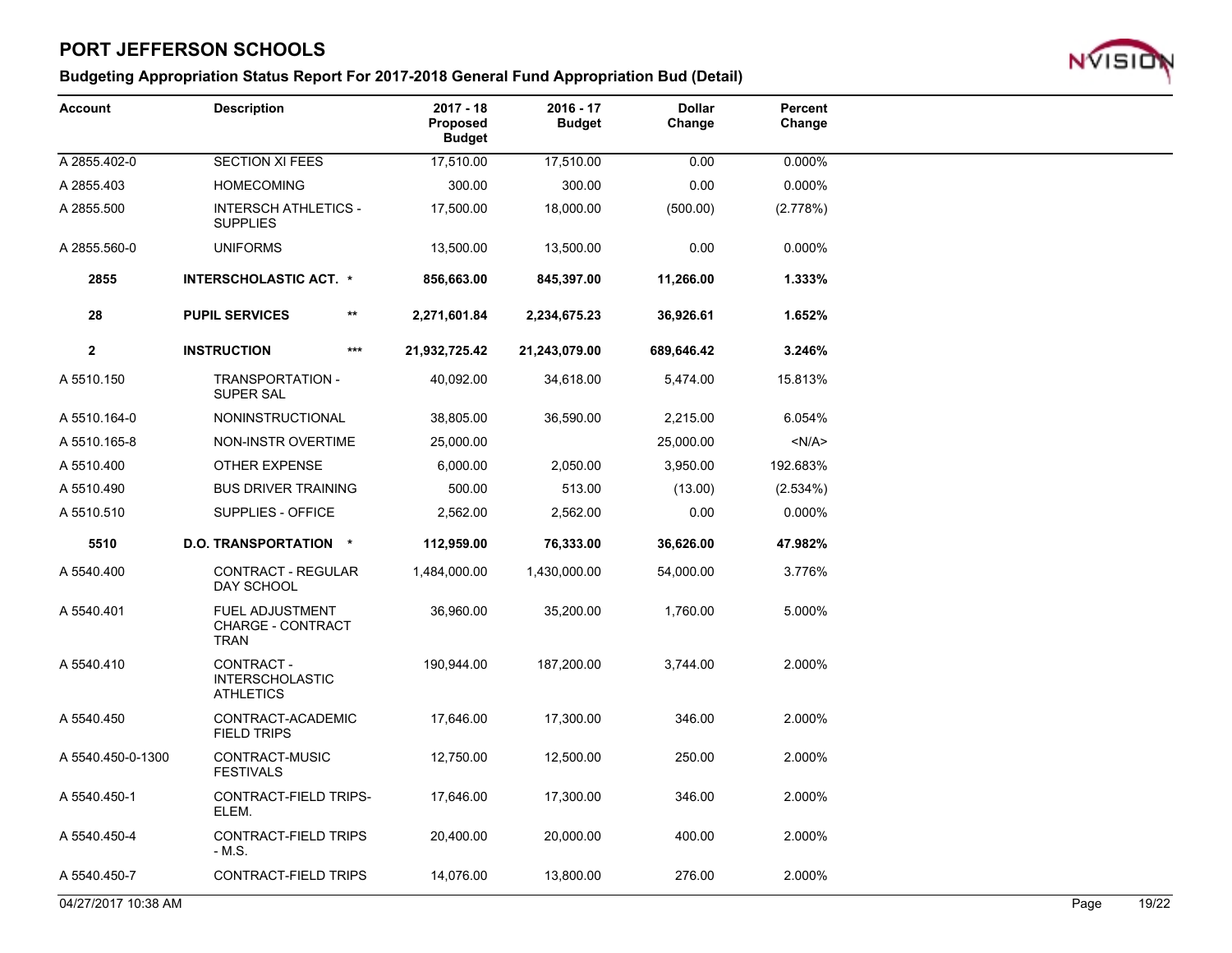# PORT JEFFERSON SCHOOLS

## Budgeting Appropriation Status Report For 2017-2018 General Fund Appropriation Bud (Detail)

| Account | Description | 2017 - 18 Proposed Budget | 2016 - 17 Budget | Dollar Change | Percent Change |
|---|---|---|---|---|---|
| A 2855.402-0 | SECTION XI FEES | 17,510.00 | 17,510.00 | 0.00 | 0.000% |
| A 2855.403 | HOMECOMING | 300.00 | 300.00 | 0.00 | 0.000% |
| A 2855.500 | INTERSCH ATHLETICS - SUPPLIES | 17,500.00 | 18,000.00 | (500.00) | (2.778%) |
| A 2855.560-0 | UNIFORMS | 13,500.00 | 13,500.00 | 0.00 | 0.000% |
| **2855** | **INTERSCHOLASTIC ACT. \*** | **856,663.00** | **845,397.00** | **11,266.00** | **1.333%** |
| **28** | **PUPIL SERVICES \*\*** | **2,271,601.84** | **2,234,675.23** | **36,926.61** | **1.652%** |
| **2** | **INSTRUCTION \*\*\*** | **21,932,725.42** | **21,243,079.00** | **689,646.42** | **3.246%** |
| A 5510.150 | TRANSPORTATION - SUPER SAL | 40,092.00 | 34,618.00 | 5,474.00 | 15.813% |
| A 5510.164-0 | NONINSTRUCTIONAL | 38,805.00 | 36,590.00 | 2,215.00 | 6.054% |
| A 5510.165-8 | NON-INSTR OVERTIME | 25,000.00 | | 25,000.00 | <N/A> |
| A 5510.400 | OTHER EXPENSE | 6,000.00 | 2,050.00 | 3,950.00 | 192.683% |
| A 5510.490 | BUS DRIVER TRAINING | 500.00 | 513.00 | (13.00) | (2.534%) |
| A 5510.510 | SUPPLIES - OFFICE | 2,562.00 | 2,562.00 | 0.00 | 0.000% |
| **5510** | **D.O. TRANSPORTATION \*** | **112,959.00** | **76,333.00** | **36,626.00** | **47.982%** |
| A 5540.400 | CONTRACT - REGULAR DAY SCHOOL | 1,484,000.00 | 1,430,000.00 | 54,000.00 | 3.776% |
| A 5540.401 | FUEL ADJUSTMENT CHARGE - CONTRACT TRAN | 36,960.00 | 35,200.00 | 1,760.00 | 5.000% |
| A 5540.410 | CONTRACT - INTERSCHOLASTIC ATHLETICS | 190,944.00 | 187,200.00 | 3,744.00 | 2.000% |
| A 5540.450 | CONTRACT-ACADEMIC FIELD TRIPS | 17,646.00 | 17,300.00 | 346.00 | 2.000% |
| A 5540.450-0-1300 | CONTRACT-MUSIC FESTIVALS | 12,750.00 | 12,500.00 | 250.00 | 2.000% |
| A 5540.450-1 | CONTRACT-FIELD TRIPS-ELEM. | 17,646.00 | 17,300.00 | 346.00 | 2.000% |
| A 5540.450-4 | CONTRACT-FIELD TRIPS - M.S. | 20,400.00 | 20,000.00 | 400.00 | 2.000% |
| A 5540.450-7 | CONTRACT-FIELD TRIPS | 14,076.00 | 13,800.00 | 276.00 | 2.000% |

04/27/2017 10:38 AM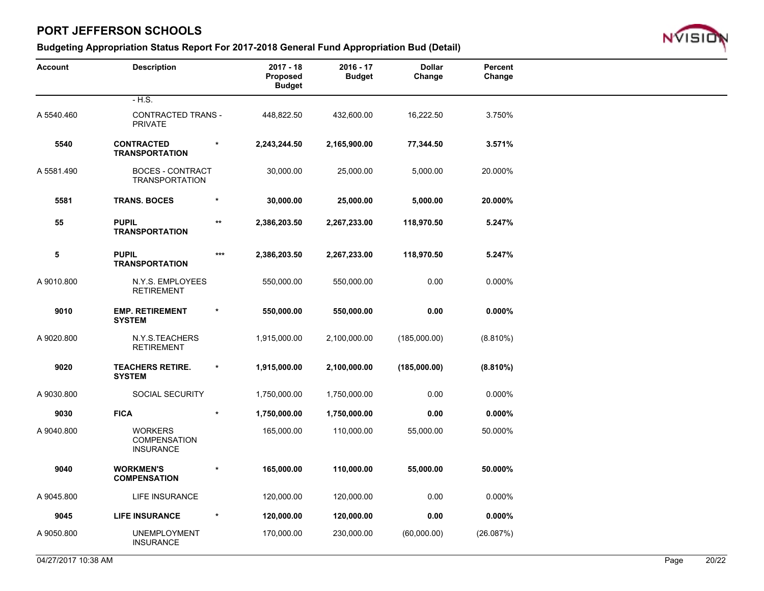# PORT JEFFERSON SCHOOLS

## Budgeting Appropriation Status Report For 2017-2018 General Fund Appropriation Bud (Detail)

| Account | Description | | 2017 - 18 Proposed Budget | 2016 - 17 Budget | Dollar Change | Percent Change |
|---|---|---|---|---|---|---|
| | - H.S. | | | | | |
| A 5540.460 | CONTRACTED TRANS - PRIVATE | | 448,822.50 | 432,600.00 | 16,222.50 | 3.750% |
| **5540** | **CONTRACTED TRANSPORTATION** | * | **2,243,244.50** | **2,165,900.00** | **77,344.50** | **3.571%** |
| A 5581.490 | BOCES - CONTRACT TRANSPORTATION | | 30,000.00 | 25,000.00 | 5,000.00 | 20.000% |
| **5581** | **TRANS. BOCES** | * | **30,000.00** | **25,000.00** | **5,000.00** | **20.000%** |
| **55** | **PUPIL TRANSPORTATION** | ** | **2,386,203.50** | **2,267,233.00** | **118,970.50** | **5.247%** |
| **5** | **PUPIL TRANSPORTATION** | *** | **2,386,203.50** | **2,267,233.00** | **118,970.50** | **5.247%** |
| A 9010.800 | N.Y.S. EMPLOYEES RETIREMENT | | 550,000.00 | 550,000.00 | 0.00 | 0.000% |
| **9010** | **EMP. RETIREMENT SYSTEM** | * | **550,000.00** | **550,000.00** | **0.00** | **0.000%** |
| A 9020.800 | N.Y.S.TEACHERS RETIREMENT | | 1,915,000.00 | 2,100,000.00 | (185,000.00) | (8.810%) |
| **9020** | **TEACHERS RETIRE. SYSTEM** | * | **1,915,000.00** | **2,100,000.00** | **(185,000.00)** | **(8.810%)** |
| A 9030.800 | SOCIAL SECURITY | | 1,750,000.00 | 1,750,000.00 | 0.00 | 0.000% |
| **9030** | **FICA** | * | **1,750,000.00** | **1,750,000.00** | **0.00** | **0.000%** |
| A 9040.800 | WORKERS COMPENSATION INSURANCE | | 165,000.00 | 110,000.00 | 55,000.00 | 50.000% |
| **9040** | **WORKMEN'S COMPENSATION** | * | **165,000.00** | **110,000.00** | **55,000.00** | **50.000%** |
| A 9045.800 | LIFE INSURANCE | | 120,000.00 | 120,000.00 | 0.00 | 0.000% |
| **9045** | **LIFE INSURANCE** | * | **120,000.00** | **120,000.00** | **0.00** | **0.000%** |
| A 9050.800 | UNEMPLOYMENT INSURANCE | | 170,000.00 | 230,000.00 | (60,000.00) | (26.087%) |

04/27/2017 10:38 AM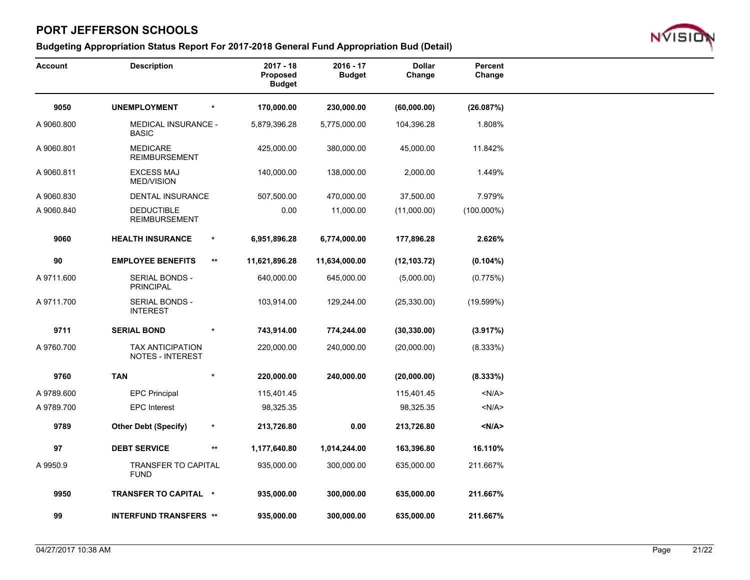# PORT JEFFERSON SCHOOLS

## Budgeting Appropriation Status Report For 2017-2018 General Fund Appropriation Bud (Detail)

| Account | Description | | 2017 - 18 Proposed Budget | 2016 - 17 Budget | Dollar Change | Percent Change |
|---|---|---|---|---|---|---|
| **9050** | **UNEMPLOYMENT** | * | **170,000.00** | **230,000.00** | **(60,000.00)** | **(26.087%)** |
| A 9060.800 | MEDICAL INSURANCE - BASIC | | 5,879,396.28 | 5,775,000.00 | 104,396.28 | 1.808% |
| A 9060.801 | MEDICARE REIMBURSEMENT | | 425,000.00 | 380,000.00 | 45,000.00 | 11.842% |
| A 9060.811 | EXCESS MAJ MED/VISION | | 140,000.00 | 138,000.00 | 2,000.00 | 1.449% |
| A 9060.830 | DENTAL INSURANCE | | 507,500.00 | 470,000.00 | 37,500.00 | 7.979% |
| A 9060.840 | DEDUCTIBLE REIMBURSEMENT | | 0.00 | 11,000.00 | (11,000.00) | (100.000%) |
| **9060** | **HEALTH INSURANCE** | * | **6,951,896.28** | **6,774,000.00** | **177,896.28** | **2.626%** |
| **90** | **EMPLOYEE BENEFITS** | ** | **11,621,896.28** | **11,634,000.00** | **(12,103.72)** | **(0.104%)** |
| A 9711.600 | SERIAL BONDS - PRINCIPAL | | 640,000.00 | 645,000.00 | (5,000.00) | (0.775%) |
| A 9711.700 | SERIAL BONDS - INTEREST | | 103,914.00 | 129,244.00 | (25,330.00) | (19.599%) |
| **9711** | **SERIAL BOND** | * | **743,914.00** | **774,244.00** | **(30,330.00)** | **(3.917%)** |
| A 9760.700 | TAX ANTICIPATION NOTES - INTEREST | | 220,000.00 | 240,000.00 | (20,000.00) | (8.333%) |
| **9760** | **TAN** | * | **220,000.00** | **240,000.00** | **(20,000.00)** | **(8.333%)** |
| A 9789.600 | EPC Principal | | 115,401.45 | | 115,401.45 | <N/A> |
| A 9789.700 | EPC Interest | | 98,325.35 | | 98,325.35 | <N/A> |
| **9789** | **Other Debt (Specify)** | * | **213,726.80** | **0.00** | **213,726.80** | **<N/A>** |
| **97** | **DEBT SERVICE** | ** | **1,177,640.80** | **1,014,244.00** | **163,396.80** | **16.110%** |
| A 9950.9 | TRANSFER TO CAPITAL FUND | | 935,000.00 | 300,000.00 | 635,000.00 | 211.667% |
| **9950** | **TRANSFER TO CAPITAL** | * | **935,000.00** | **300,000.00** | **635,000.00** | **211.667%** |
| **99** | **INTERFUND TRANSFERS** | ** | **935,000.00** | **300,000.00** | **635,000.00** | **211.667%** |

04/27/2017 10:38 AM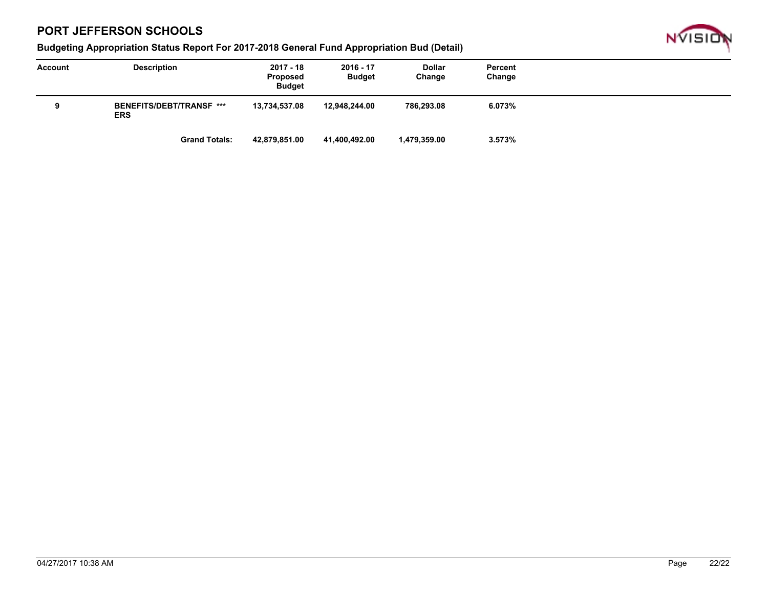# PORT JEFFERSON SCHOOLS

## Budgeting Appropriation Status Report For 2017-2018 General Fund Appropriation Bud (Detail)

| Account | Description | 2017 - 18 Proposed Budget | 2016 - 17 Budget | Dollar Change | Percent Change |
|---|---|---|---|---|---|
| 9 | BENEFITS/DEBT/TRANSF *** ERS | 13,734,537.08 | 12,948,244.00 | 786,293.08 | 6.073% |
| | Grand Totals: | 42,879,851.00 | 41,400,492.00 | 1,479,359.00 | 3.573% |

04/27/2017 10:38 AM